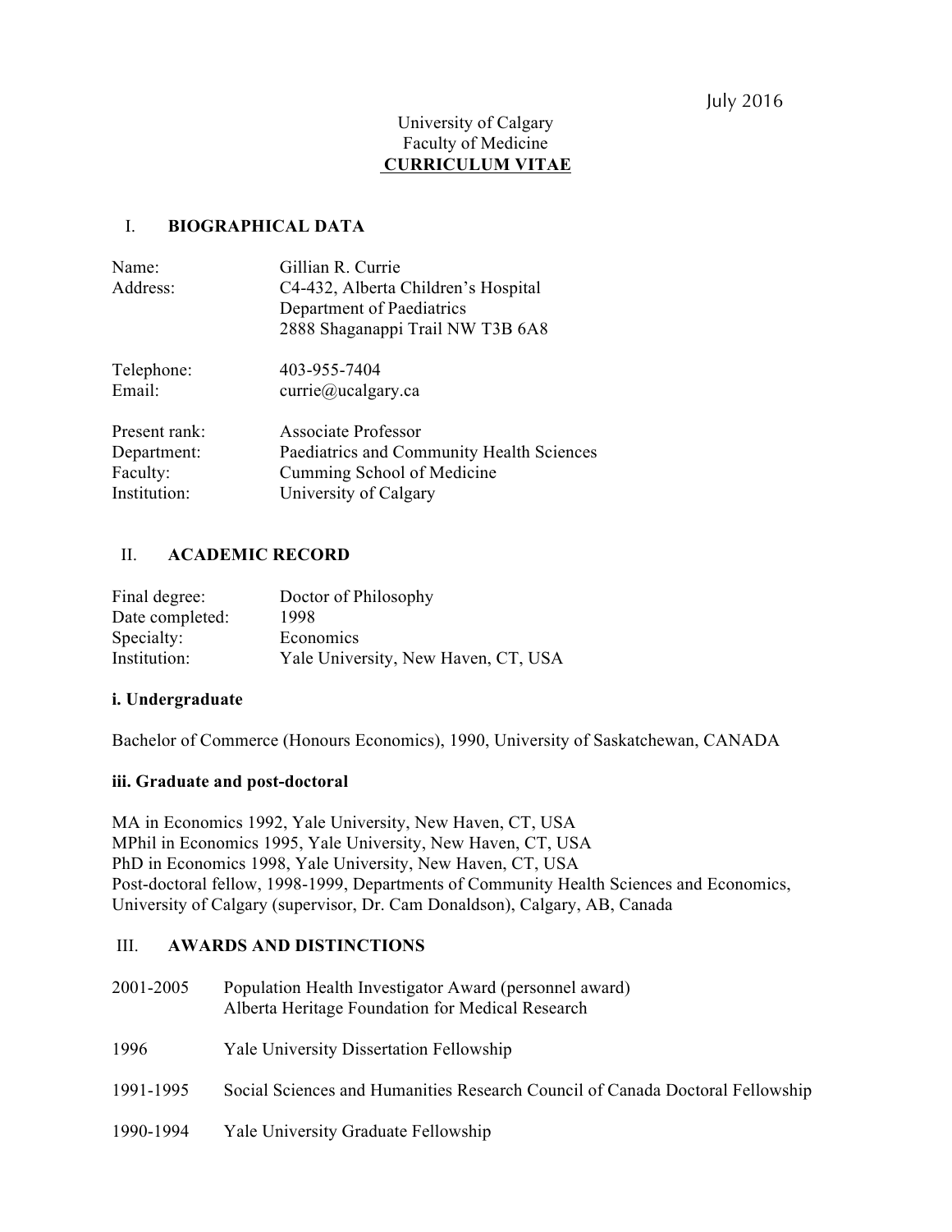July 2016

University of Calgary
Faculty of Medicine
**CURRICULUM VITAE**

## I. BIOGRAPHICAL DATA

| | |
|---|---|
| Name: | Gillian R. Currie |
| Address: | C4-432, Alberta Children's Hospital<br>Department of Paediatrics<br>2888 Shaganappi Trail NW T3B 6A8 |
| Telephone: | 403-955-7404 |
| Email: | currie@ucalgary.ca |
| Present rank: | Associate Professor |
| Department: | Paediatrics and Community Health Sciences |
| Faculty: | Cumming School of Medicine |
| Institution: | University of Calgary |

## II. ACADEMIC RECORD

| | |
|---|---|
| Final degree: | Doctor of Philosophy |
| Date completed: | 1998 |
| Specialty: | Economics |
| Institution: | Yale University, New Haven, CT, USA |

### i. Undergraduate

Bachelor of Commerce (Honours Economics), 1990, University of Saskatchewan, CANADA

### iii. Graduate and post-doctoral

MA in Economics 1992, Yale University, New Haven, CT, USA
MPhil in Economics 1995, Yale University, New Haven, CT, USA
PhD in Economics 1998, Yale University, New Haven, CT, USA
Post-doctoral fellow, 1998-1999, Departments of Community Health Sciences and Economics, University of Calgary (supervisor, Dr. Cam Donaldson), Calgary, AB, Canada

## III. AWARDS AND DISTINCTIONS

| | |
|---|---|
| 2001-2005 | Population Health Investigator Award (personnel award)<br>Alberta Heritage Foundation for Medical Research |
| 1996 | Yale University Dissertation Fellowship |
| 1991-1995 | Social Sciences and Humanities Research Council of Canada Doctoral Fellowship |
| 1990-1994 | Yale University Graduate Fellowship |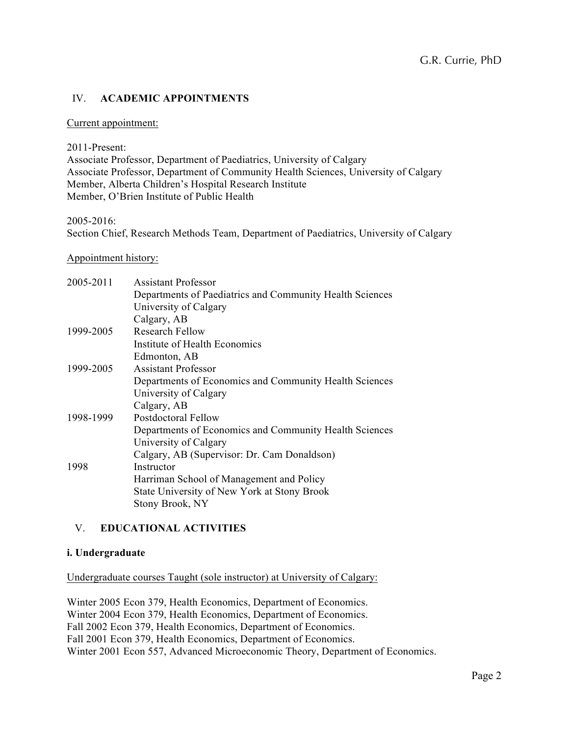## IV. ACADEMIC APPOINTMENTS

Current appointment:

2011-Present:
Associate Professor, Department of Paediatrics, University of Calgary
Associate Professor, Department of Community Health Sciences, University of Calgary
Member, Alberta Children's Hospital Research Institute
Member, O'Brien Institute of Public Health

2005-2016:
Section Chief, Research Methods Team, Department of Paediatrics, University of Calgary

Appointment history:

| | |
|---|---|
| 2005-2011 | Assistant Professor<br>Departments of Paediatrics and Community Health Sciences<br>University of Calgary<br>Calgary, AB |
| 1999-2005 | Research Fellow<br>Institute of Health Economics<br>Edmonton, AB |
| 1999-2005 | Assistant Professor<br>Departments of Economics and Community Health Sciences<br>University of Calgary<br>Calgary, AB |
| 1998-1999 | Postdoctoral Fellow<br>Departments of Economics and Community Health Sciences<br>University of Calgary<br>Calgary, AB (Supervisor: Dr. Cam Donaldson) |
| 1998 | Instructor<br>Harriman School of Management and Policy<br>State University of New York at Stony Brook<br>Stony Brook, NY |

## V. EDUCATIONAL ACTIVITIES

### i. Undergraduate

Undergraduate courses Taught (sole instructor) at University of Calgary:

Winter 2005 Econ 379, Health Economics, Department of Economics.
Winter 2004 Econ 379, Health Economics, Department of Economics.
Fall 2002 Econ 379, Health Economics, Department of Economics.
Fall 2001 Econ 379, Health Economics, Department of Economics.
Winter 2001 Econ 557, Advanced Microeconomic Theory, Department of Economics.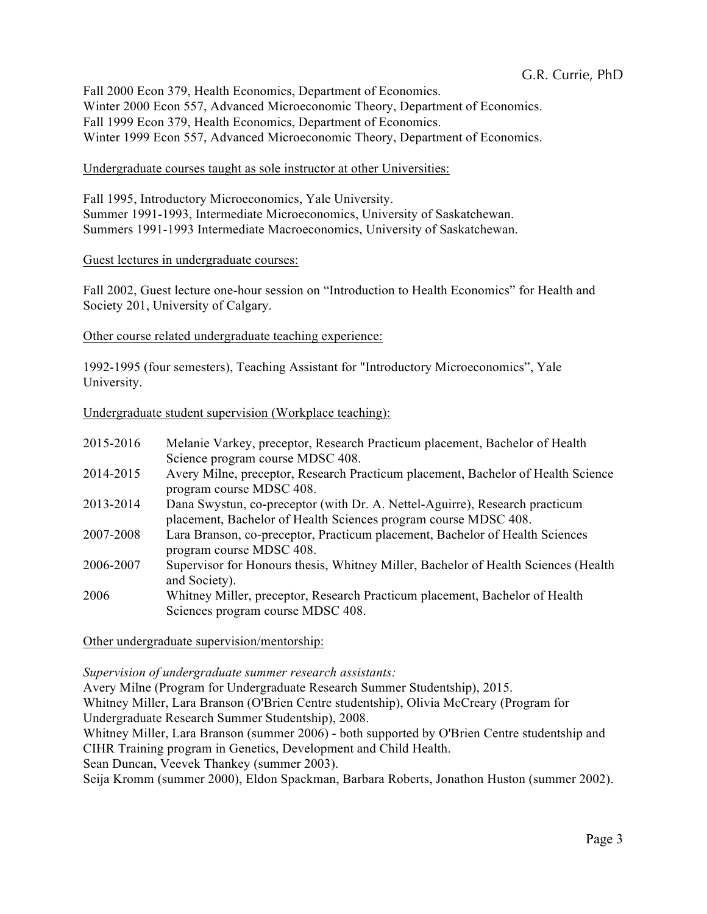Fall 2000 Econ 379, Health Economics, Department of Economics.
Winter 2000 Econ 557, Advanced Microeconomic Theory, Department of Economics.
Fall 1999 Econ 379, Health Economics, Department of Economics.
Winter 1999 Econ 557, Advanced Microeconomic Theory, Department of Economics.

<u>Undergraduate courses taught as sole instructor at other Universities:</u>

Fall 1995, Introductory Microeconomics, Yale University.
Summer 1991-1993, Intermediate Microeconomics, University of Saskatchewan.
Summers 1991-1993 Intermediate Macroeconomics, University of Saskatchewan.

<u>Guest lectures in undergraduate courses:</u>

Fall 2002, Guest lecture one-hour session on "Introduction to Health Economics" for Health and Society 201, University of Calgary.

<u>Other course related undergraduate teaching experience:</u>

1992-1995 (four semesters), Teaching Assistant for "Introductory Microeconomics", Yale University.

<u>Undergraduate student supervision (Workplace teaching):</u>

| | |
|---|---|
| 2015-2016 | Melanie Varkey, preceptor, Research Practicum placement, Bachelor of Health Science program course MDSC 408. |
| 2014-2015 | Avery Milne, preceptor, Research Practicum placement, Bachelor of Health Science program course MDSC 408. |
| 2013-2014 | Dana Swystun, co-preceptor (with Dr. A. Nettel-Aguirre), Research practicum placement, Bachelor of Health Sciences program course MDSC 408. |
| 2007-2008 | Lara Branson, co-preceptor, Practicum placement, Bachelor of Health Sciences program course MDSC 408. |
| 2006-2007 | Supervisor for Honours thesis, Whitney Miller, Bachelor of Health Sciences (Health and Society). |
| 2006 | Whitney Miller, preceptor, Research Practicum placement, Bachelor of Health Sciences program course MDSC 408. |

<u>Other undergraduate supervision/mentorship:</u>

*Supervision of undergraduate summer research assistants:*
Avery Milne (Program for Undergraduate Research Summer Studentship), 2015.
Whitney Miller, Lara Branson (O'Brien Centre studentship), Olivia McCreary (Program for Undergraduate Research Summer Studentship), 2008.
Whitney Miller, Lara Branson (summer 2006) - both supported by O'Brien Centre studentship and CIHR Training program in Genetics, Development and Child Health.
Sean Duncan, Veevek Thankey (summer 2003).
Seija Kromm (summer 2000), Eldon Spackman, Barbara Roberts, Jonathon Huston (summer 2002).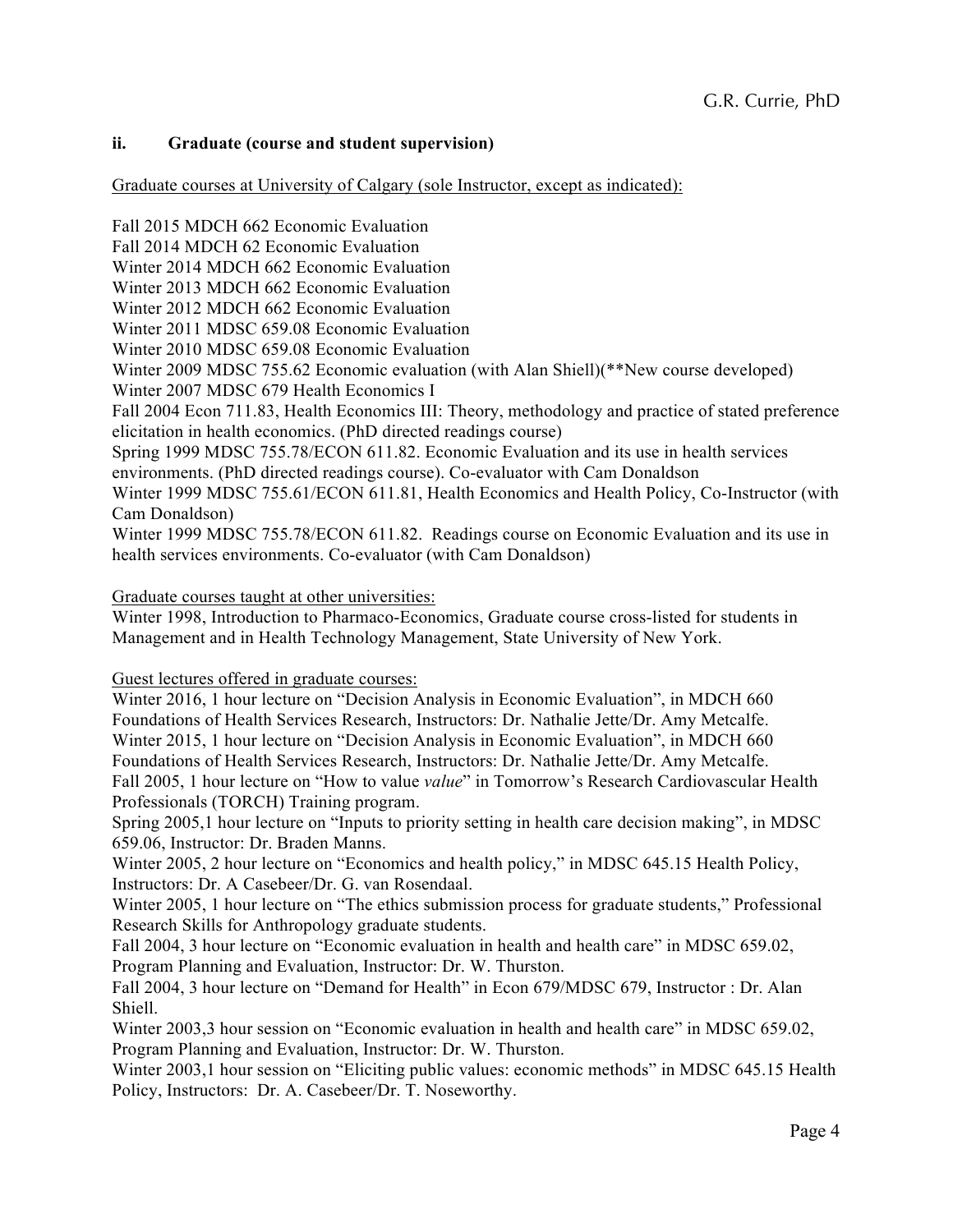### ii. Graduate (course and student supervision)

Graduate courses at University of Calgary (sole Instructor, except as indicated):

Fall 2015 MDCH 662 Economic Evaluation
Fall 2014 MDCH 62 Economic Evaluation
Winter 2014 MDCH 662 Economic Evaluation
Winter 2013 MDCH 662 Economic Evaluation
Winter 2012 MDCH 662 Economic Evaluation
Winter 2011 MDSC 659.08 Economic Evaluation
Winter 2010 MDSC 659.08 Economic Evaluation
Winter 2009 MDSC 755.62 Economic evaluation (with Alan Shiell)(**New course developed)
Winter 2007 MDSC 679 Health Economics I
Fall 2004 Econ 711.83, Health Economics III: Theory, methodology and practice of stated preference elicitation in health economics. (PhD directed readings course)
Spring 1999 MDSC 755.78/ECON 611.82. Economic Evaluation and its use in health services environments. (PhD directed readings course). Co-evaluator with Cam Donaldson
Winter 1999 MDSC 755.61/ECON 611.81, Health Economics and Health Policy, Co-Instructor (with Cam Donaldson)
Winter 1999 MDSC 755.78/ECON 611.82. Readings course on Economic Evaluation and its use in health services environments. Co-evaluator (with Cam Donaldson)

Graduate courses taught at other universities:
Winter 1998, Introduction to Pharmaco-Economics, Graduate course cross-listed for students in Management and in Health Technology Management, State University of New York.

Guest lectures offered in graduate courses:
Winter 2016, 1 hour lecture on "Decision Analysis in Economic Evaluation", in MDCH 660 Foundations of Health Services Research, Instructors: Dr. Nathalie Jette/Dr. Amy Metcalfe.
Winter 2015, 1 hour lecture on "Decision Analysis in Economic Evaluation", in MDCH 660 Foundations of Health Services Research, Instructors: Dr. Nathalie Jette/Dr. Amy Metcalfe.
Fall 2005, 1 hour lecture on "How to value *value*" in Tomorrow's Research Cardiovascular Health Professionals (TORCH) Training program.
Spring 2005,1 hour lecture on "Inputs to priority setting in health care decision making", in MDSC 659.06, Instructor: Dr. Braden Manns.
Winter 2005, 2 hour lecture on "Economics and health policy," in MDSC 645.15 Health Policy, Instructors: Dr. A Casebeer/Dr. G. van Rosendaal.
Winter 2005, 1 hour lecture on "The ethics submission process for graduate students," Professional Research Skills for Anthropology graduate students.
Fall 2004, 3 hour lecture on "Economic evaluation in health and health care" in MDSC 659.02, Program Planning and Evaluation, Instructor: Dr. W. Thurston.
Fall 2004, 3 hour lecture on "Demand for Health" in Econ 679/MDSC 679, Instructor : Dr. Alan Shiell.
Winter 2003,3 hour session on "Economic evaluation in health and health care" in MDSC 659.02, Program Planning and Evaluation, Instructor: Dr. W. Thurston.
Winter 2003,1 hour session on "Eliciting public values: economic methods" in MDSC 645.15 Health Policy, Instructors: Dr. A. Casebeer/Dr. T. Noseworthy.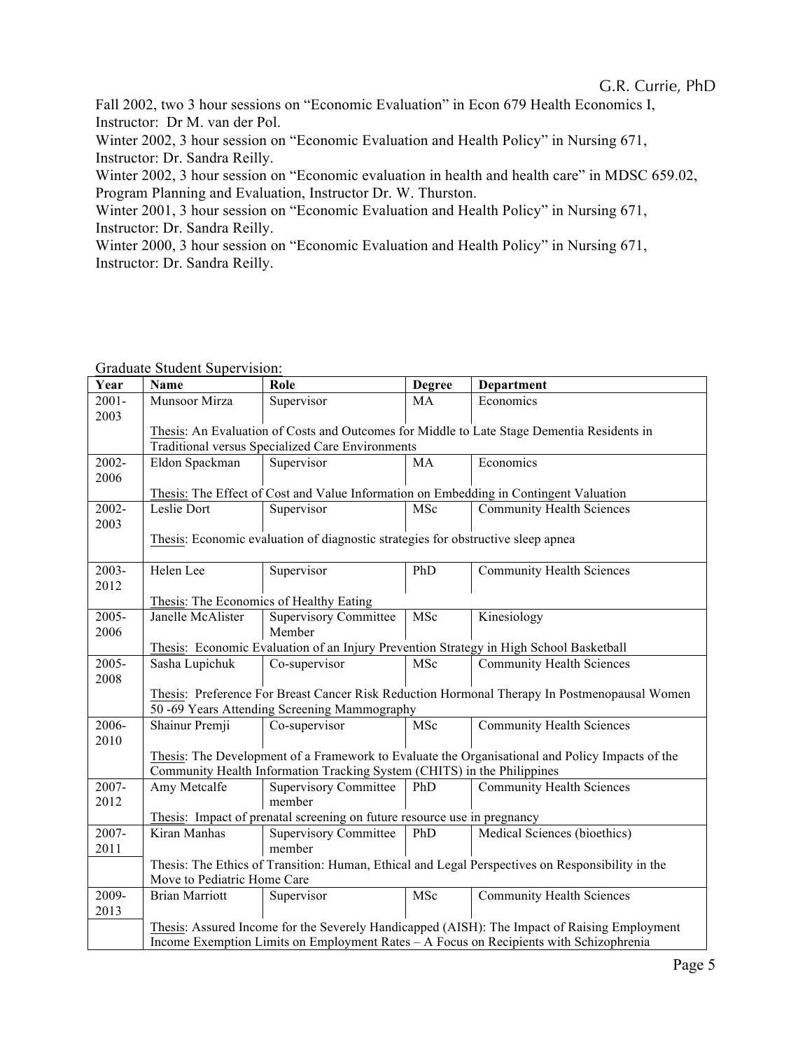Fall 2002, two 3 hour sessions on "Economic Evaluation" in Econ 679 Health Economics I, Instructor: Dr M. van der Pol.

Winter 2002, 3 hour session on "Economic Evaluation and Health Policy" in Nursing 671, Instructor: Dr. Sandra Reilly.

Winter 2002, 3 hour session on "Economic evaluation in health and health care" in MDSC 659.02, Program Planning and Evaluation, Instructor Dr. W. Thurston.

Winter 2001, 3 hour session on "Economic Evaluation and Health Policy" in Nursing 671, Instructor: Dr. Sandra Reilly.

Winter 2000, 3 hour session on "Economic Evaluation and Health Policy" in Nursing 671, Instructor: Dr. Sandra Reilly.

Graduate Student Supervision:

| Year | Name | Role | Degree | Department |
|---|---|---|---|---|
| 2001-2003 | Munsoor Mirza | Supervisor | MA | Economics |
| | Thesis: An Evaluation of Costs and Outcomes for Middle to Late Stage Dementia Residents in Traditional versus Specialized Care Environments | | | |
| 2002-2006 | Eldon Spackman | Supervisor | MA | Economics |
| | Thesis: The Effect of Cost and Value Information on Embedding in Contingent Valuation | | | |
| 2002-2003 | Leslie Dort | Supervisor | MSc | Community Health Sciences |
| | Thesis: Economic evaluation of diagnostic strategies for obstructive sleep apnea | | | |
| 2003-2012 | Helen Lee | Supervisor | PhD | Community Health Sciences |
| | Thesis: The Economics of Healthy Eating | | | |
| 2005-2006 | Janelle McAlister | Supervisory Committee Member | MSc | Kinesiology |
| | Thesis: Economic Evaluation of an Injury Prevention Strategy in High School Basketball | | | |
| 2005-2008 | Sasha Lupichuk | Co-supervisor | MSc | Community Health Sciences |
| | Thesis: Preference For Breast Cancer Risk Reduction Hormonal Therapy In Postmenopausal Women 50 -69 Years Attending Screening Mammography | | | |
| 2006-2010 | Shainur Premji | Co-supervisor | MSc | Community Health Sciences |
| | Thesis: The Development of a Framework to Evaluate the Organisational and Policy Impacts of the Community Health Information Tracking System (CHITS) in the Philippines | | | |
| 2007-2012 | Amy Metcalfe | Supervisory Committee member | PhD | Community Health Sciences |
| | Thesis: Impact of prenatal screening on future resource use in pregnancy | | | |
| 2007-2011 | Kiran Manhas | Supervisory Committee member | PhD | Medical Sciences (bioethics) |
| | Thesis: The Ethics of Transition: Human, Ethical and Legal Perspectives on Responsibility in the Move to Pediatric Home Care | | | |
| 2009-2013 | Brian Marriott | Supervisor | MSc | Community Health Sciences |
| | Thesis: Assured Income for the Severely Handicapped (AISH): The Impact of Raising Employment Income Exemption Limits on Employment Rates – A Focus on Recipients with Schizophrenia | | | |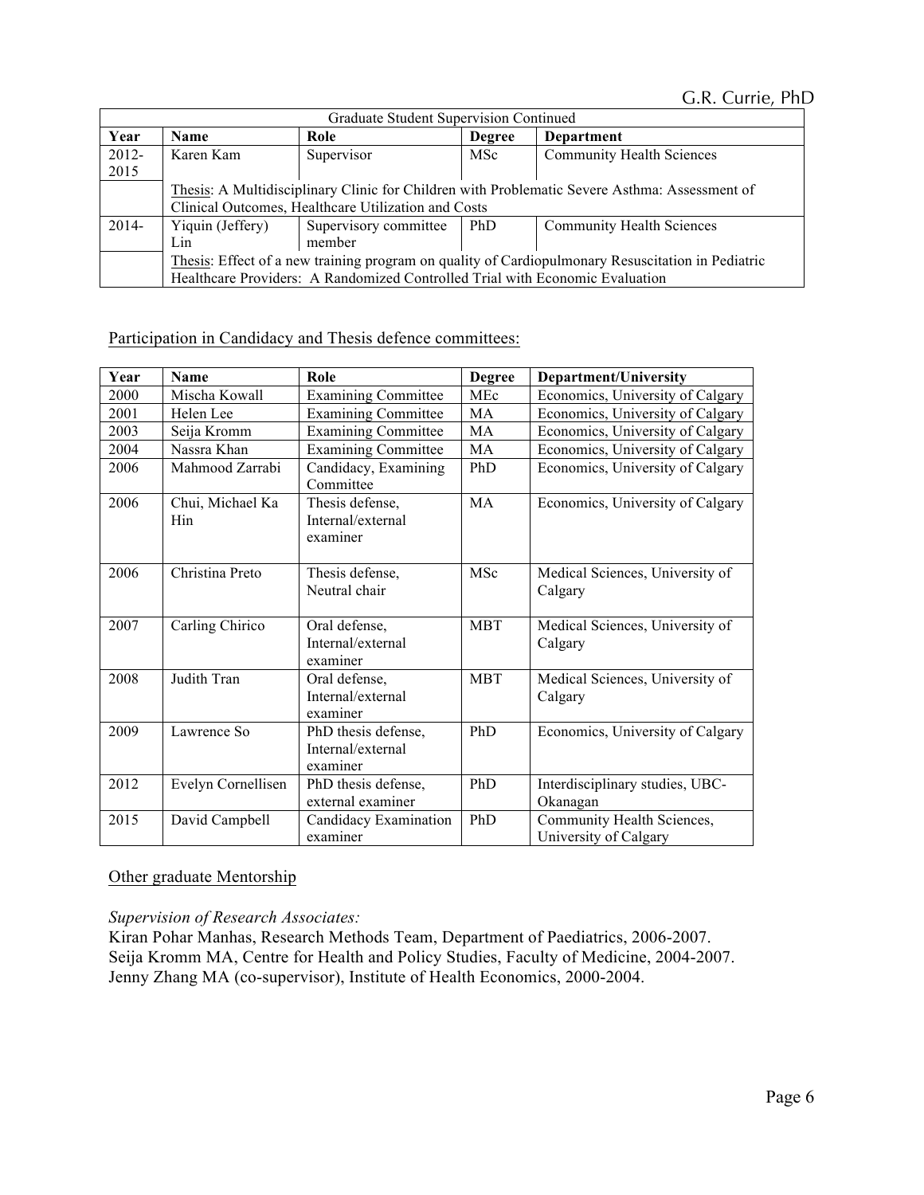| Graduate Student Supervision Continued | | | | |
|---|---|---|---|---|
| **Year** | **Name** | **Role** | **Degree** | **Department** |
| 2012-2015 | Karen Kam | Supervisor | MSc | Community Health Sciences |
| | Thesis: A Multidisciplinary Clinic for Children with Problematic Severe Asthma: Assessment of Clinical Outcomes, Healthcare Utilization and Costs | | | |
| 2014- | Yiquin (Jeffery) Lin | Supervisory committee member | PhD | Community Health Sciences |
| | Thesis: Effect of a new training program on quality of Cardiopulmonary Resuscitation in Pediatric Healthcare Providers: A Randomized Controlled Trial with Economic Evaluation | | | |

Participation in Candidacy and Thesis defence committees:

| Year | Name | Role | Degree | Department/University |
|---|---|---|---|---|
| 2000 | Mischa Kowall | Examining Committee | MEc | Economics, University of Calgary |
| 2001 | Helen Lee | Examining Committee | MA | Economics, University of Calgary |
| 2003 | Seija Kromm | Examining Committee | MA | Economics, University of Calgary |
| 2004 | Nassra Khan | Examining Committee | MA | Economics, University of Calgary |
| 2006 | Mahmood Zarrabi | Candidacy, Examining Committee | PhD | Economics, University of Calgary |
| 2006 | Chui, Michael Ka Hin | Thesis defense, Internal/external examiner | MA | Economics, University of Calgary |
| 2006 | Christina Preto | Thesis defense, Neutral chair | MSc | Medical Sciences, University of Calgary |
| 2007 | Carling Chirico | Oral defense, Internal/external examiner | MBT | Medical Sciences, University of Calgary |
| 2008 | Judith Tran | Oral defense, Internal/external examiner | MBT | Medical Sciences, University of Calgary |
| 2009 | Lawrence So | PhD thesis defense, Internal/external examiner | PhD | Economics, University of Calgary |
| 2012 | Evelyn Cornellisen | PhD thesis defense, external examiner | PhD | Interdisciplinary studies, UBC-Okanagan |
| 2015 | David Campbell | Candidacy Examination examiner | PhD | Community Health Sciences, University of Calgary |

Other graduate Mentorship

*Supervision of Research Associates:*

Kiran Pohar Manhas, Research Methods Team, Department of Paediatrics, 2006-2007.
Seija Kromm MA, Centre for Health and Policy Studies, Faculty of Medicine, 2004-2007.
Jenny Zhang MA (co-supervisor), Institute of Health Economics, 2000-2004.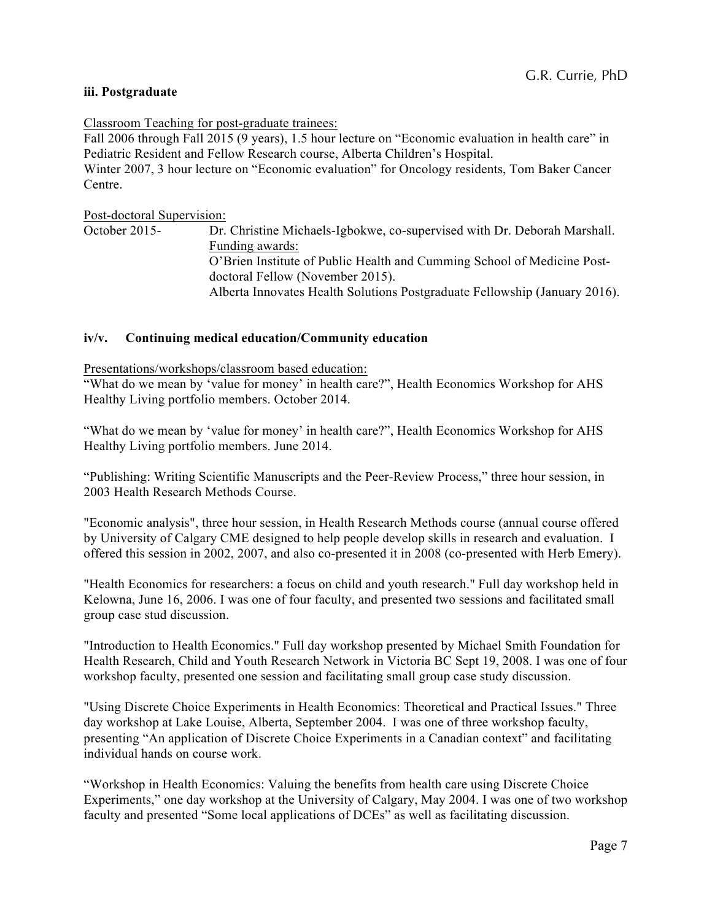### iii. Postgraduate

<u>Classroom Teaching for post-graduate trainees:</u>
Fall 2006 through Fall 2015 (9 years), 1.5 hour lecture on "Economic evaluation in health care" in Pediatric Resident and Fellow Research course, Alberta Children's Hospital.
Winter 2007, 3 hour lecture on "Economic evaluation" for Oncology residents, Tom Baker Cancer Centre.

<u>Post-doctoral Supervision:</u>

October 2015- Dr. Christine Michaels-Igbokwe, co-supervised with Dr. Deborah Marshall.
<u>Funding awards:</u>
O'Brien Institute of Public Health and Cumming School of Medicine Post-doctoral Fellow (November 2015).
Alberta Innovates Health Solutions Postgraduate Fellowship (January 2016).

### iv/v. Continuing medical education/Community education

<u>Presentations/workshops/classroom based education:</u>

"What do we mean by 'value for money' in health care?", Health Economics Workshop for AHS Healthy Living portfolio members. October 2014.

"What do we mean by 'value for money' in health care?", Health Economics Workshop for AHS Healthy Living portfolio members. June 2014.

"Publishing: Writing Scientific Manuscripts and the Peer-Review Process," three hour session, in 2003 Health Research Methods Course.

"Economic analysis", three hour session, in Health Research Methods course (annual course offered by University of Calgary CME designed to help people develop skills in research and evaluation. I offered this session in 2002, 2007, and also co-presented it in 2008 (co-presented with Herb Emery).

"Health Economics for researchers: a focus on child and youth research." Full day workshop held in Kelowna, June 16, 2006. I was one of four faculty, and presented two sessions and facilitated small group case stud discussion.

"Introduction to Health Economics." Full day workshop presented by Michael Smith Foundation for Health Research, Child and Youth Research Network in Victoria BC Sept 19, 2008. I was one of four workshop faculty, presented one session and facilitating small group case study discussion.

"Using Discrete Choice Experiments in Health Economics: Theoretical and Practical Issues." Three day workshop at Lake Louise, Alberta, September 2004. I was one of three workshop faculty, presenting "An application of Discrete Choice Experiments in a Canadian context" and facilitating individual hands on course work.

"Workshop in Health Economics: Valuing the benefits from health care using Discrete Choice Experiments," one day workshop at the University of Calgary, May 2004. I was one of two workshop faculty and presented "Some local applications of DCEs" as well as facilitating discussion.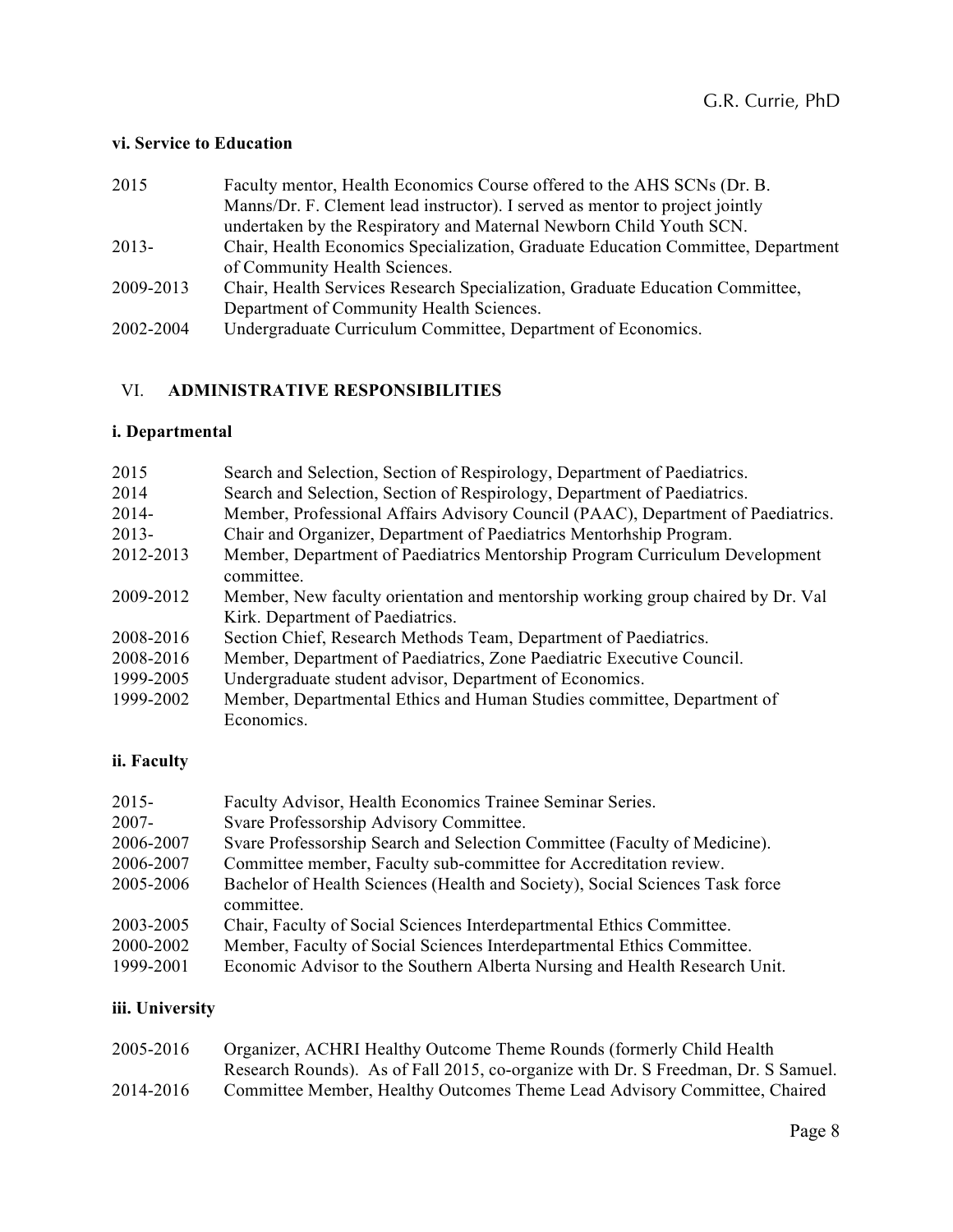#### vi. Service to Education

| | |
|---|---|
| 2015 | Faculty mentor, Health Economics Course offered to the AHS SCNs (Dr. B. Manns/Dr. F. Clement lead instructor). I served as mentor to project jointly undertaken by the Respiratory and Maternal Newborn Child Youth SCN. |
| 2013- | Chair, Health Economics Specialization, Graduate Education Committee, Department of Community Health Sciences. |
| 2009-2013 | Chair, Health Services Research Specialization, Graduate Education Committee, Department of Community Health Sciences. |
| 2002-2004 | Undergraduate Curriculum Committee, Department of Economics. |

## VI. ADMINISTRATIVE RESPONSIBILITIES

#### i. Departmental

| | |
|---|---|
| 2015 | Search and Selection, Section of Respirology, Department of Paediatrics. |
| 2014 | Search and Selection, Section of Respirology, Department of Paediatrics. |
| 2014- | Member, Professional Affairs Advisory Council (PAAC), Department of Paediatrics. |
| 2013- | Chair and Organizer, Department of Paediatrics Mentorhship Program. |
| 2012-2013 | Member, Department of Paediatrics Mentorship Program Curriculum Development committee. |
| 2009-2012 | Member, New faculty orientation and mentorship working group chaired by Dr. Val Kirk. Department of Paediatrics. |
| 2008-2016 | Section Chief, Research Methods Team, Department of Paediatrics. |
| 2008-2016 | Member, Department of Paediatrics, Zone Paediatric Executive Council. |
| 1999-2005 | Undergraduate student advisor, Department of Economics. |
| 1999-2002 | Member, Departmental Ethics and Human Studies committee, Department of Economics. |

#### ii. Faculty

| | |
|---|---|
| 2015- | Faculty Advisor, Health Economics Trainee Seminar Series. |
| 2007- | Svare Professorship Advisory Committee. |
| 2006-2007 | Svare Professorship Search and Selection Committee (Faculty of Medicine). |
| 2006-2007 | Committee member, Faculty sub-committee for Accreditation review. |
| 2005-2006 | Bachelor of Health Sciences (Health and Society), Social Sciences Task force committee. |
| 2003-2005 | Chair, Faculty of Social Sciences Interdepartmental Ethics Committee. |
| 2000-2002 | Member, Faculty of Social Sciences Interdepartmental Ethics Committee. |
| 1999-2001 | Economic Advisor to the Southern Alberta Nursing and Health Research Unit. |

#### iii. University

| | |
|---|---|
| 2005-2016 | Organizer, ACHRI Healthy Outcome Theme Rounds (formerly Child Health Research Rounds). As of Fall 2015, co-organize with Dr. S Freedman, Dr. S Samuel. |
| 2014-2016 | Committee Member, Healthy Outcomes Theme Lead Advisory Committee, Chaired |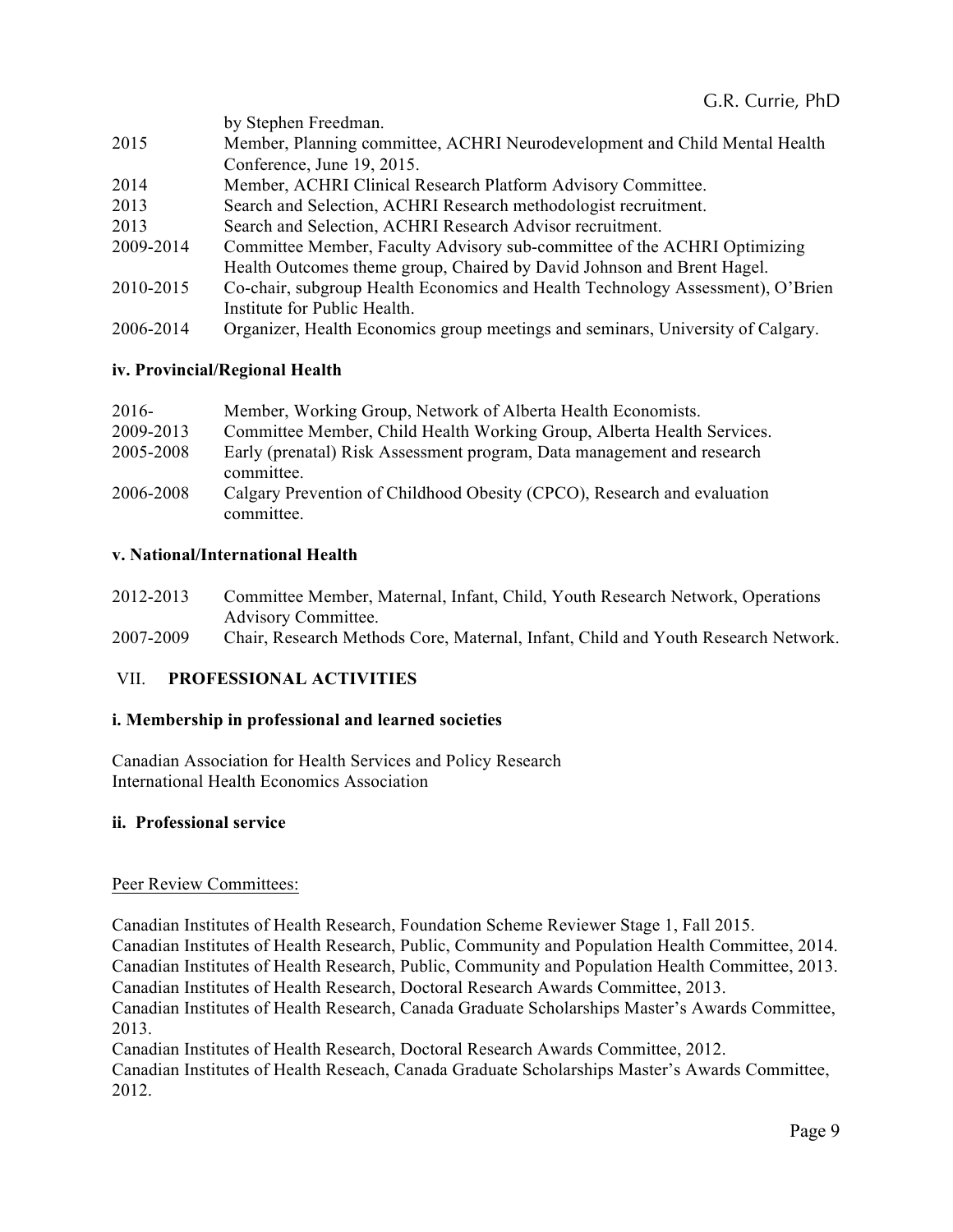by Stephen Freedman.

2015 Member, Planning committee, ACHRI Neurodevelopment and Child Mental Health Conference, June 19, 2015.

2014 Member, ACHRI Clinical Research Platform Advisory Committee.

2013 Search and Selection, ACHRI Research methodologist recruitment.

2013 Search and Selection, ACHRI Research Advisor recruitment.

2009-2014 Committee Member, Faculty Advisory sub-committee of the ACHRI Optimizing Health Outcomes theme group, Chaired by David Johnson and Brent Hagel.

2010-2015 Co-chair, subgroup Health Economics and Health Technology Assessment), O'Brien Institute for Public Health.

2006-2014 Organizer, Health Economics group meetings and seminars, University of Calgary.

**iv. Provincial/Regional Health**

2016- Member, Working Group, Network of Alberta Health Economists.

2009-2013 Committee Member, Child Health Working Group, Alberta Health Services.

2005-2008 Early (prenatal) Risk Assessment program, Data management and research committee.

2006-2008 Calgary Prevention of Childhood Obesity (CPCO), Research and evaluation committee.

**v. National/International Health**

2012-2013 Committee Member, Maternal, Infant, Child, Youth Research Network, Operations Advisory Committee.

2007-2009 Chair, Research Methods Core, Maternal, Infant, Child and Youth Research Network.

## VII. PROFESSIONAL ACTIVITIES

**i. Membership in professional and learned societies**

Canadian Association for Health Services and Policy Research
International Health Economics Association

**ii. Professional service**

Peer Review Committees:

Canadian Institutes of Health Research, Foundation Scheme Reviewer Stage 1, Fall 2015.
Canadian Institutes of Health Research, Public, Community and Population Health Committee, 2014.
Canadian Institutes of Health Research, Public, Community and Population Health Committee, 2013.
Canadian Institutes of Health Research, Doctoral Research Awards Committee, 2013.
Canadian Institutes of Health Research, Canada Graduate Scholarships Master's Awards Committee, 2013.
Canadian Institutes of Health Research, Doctoral Research Awards Committee, 2012.
Canadian Institutes of Health Reseach, Canada Graduate Scholarships Master's Awards Committee, 2012.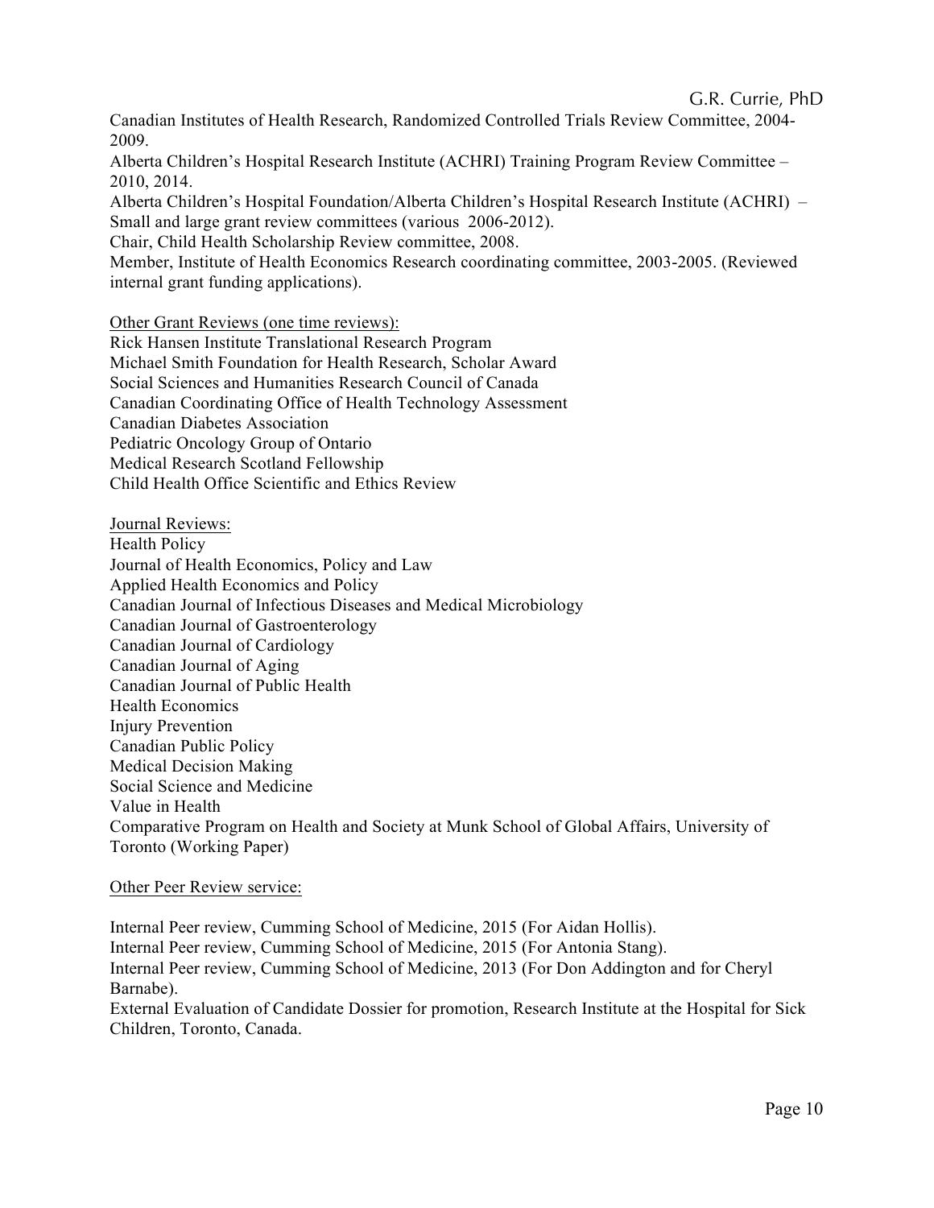Canadian Institutes of Health Research, Randomized Controlled Trials Review Committee, 2004-2009.
Alberta Children's Hospital Research Institute (ACHRI) Training Program Review Committee – 2010, 2014.
Alberta Children's Hospital Foundation/Alberta Children's Hospital Research Institute (ACHRI) – Small and large grant review committees (various 2006-2012).
Chair, Child Health Scholarship Review committee, 2008.
Member, Institute of Health Economics Research coordinating committee, 2003-2005. (Reviewed internal grant funding applications).

<u>Other Grant Reviews (one time reviews):</u>
Rick Hansen Institute Translational Research Program
Michael Smith Foundation for Health Research, Scholar Award
Social Sciences and Humanities Research Council of Canada
Canadian Coordinating Office of Health Technology Assessment
Canadian Diabetes Association
Pediatric Oncology Group of Ontario
Medical Research Scotland Fellowship
Child Health Office Scientific and Ethics Review

<u>Journal Reviews:</u>
Health Policy
Journal of Health Economics, Policy and Law
Applied Health Economics and Policy
Canadian Journal of Infectious Diseases and Medical Microbiology
Canadian Journal of Gastroenterology
Canadian Journal of Cardiology
Canadian Journal of Aging
Canadian Journal of Public Health
Health Economics
Injury Prevention
Canadian Public Policy
Medical Decision Making
Social Science and Medicine
Value in Health
Comparative Program on Health and Society at Munk School of Global Affairs, University of Toronto (Working Paper)

<u>Other Peer Review service:</u>

Internal Peer review, Cumming School of Medicine, 2015 (For Aidan Hollis).
Internal Peer review, Cumming School of Medicine, 2015 (For Antonia Stang).
Internal Peer review, Cumming School of Medicine, 2013 (For Don Addington and for Cheryl Barnabe).
External Evaluation of Candidate Dossier for promotion, Research Institute at the Hospital for Sick Children, Toronto, Canada.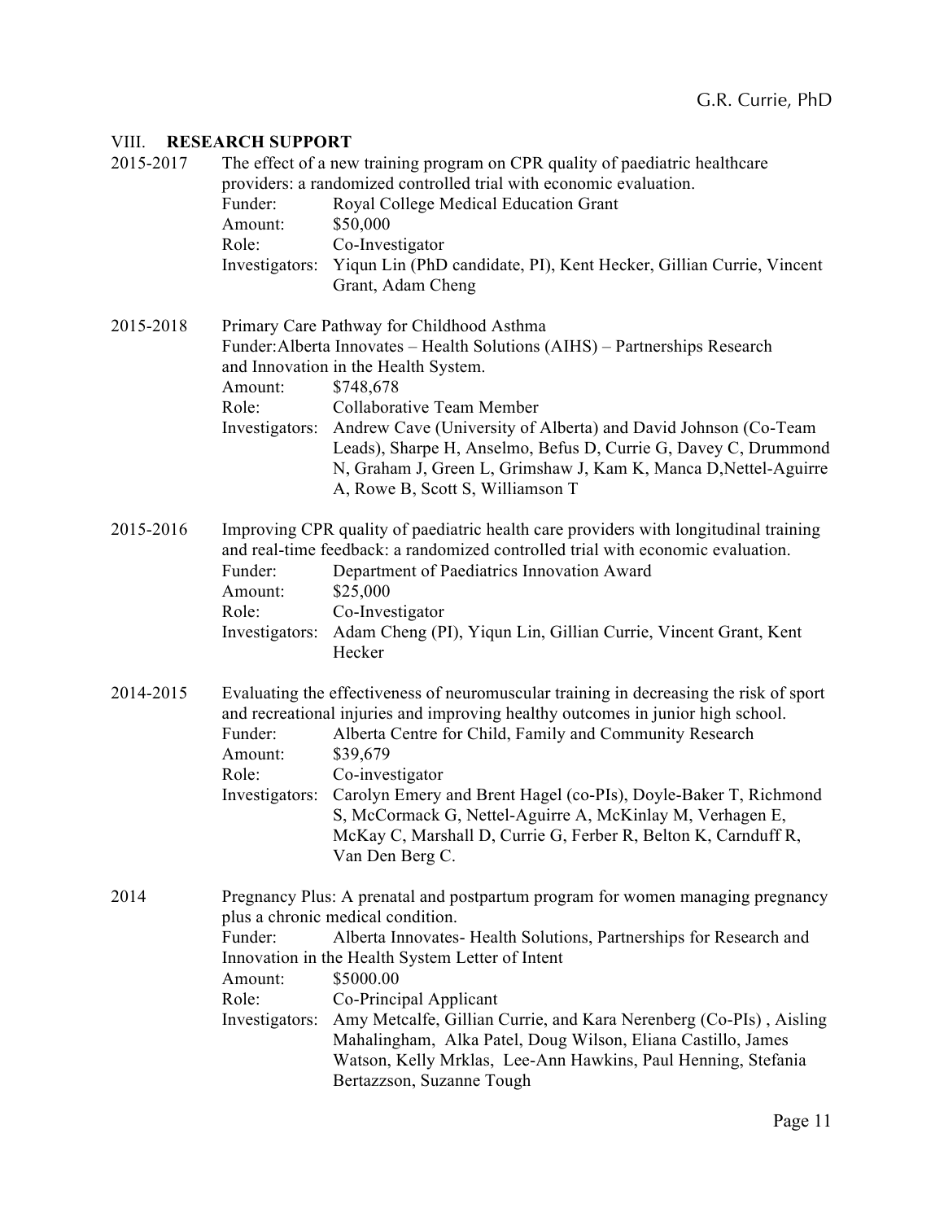## VIII. **RESEARCH SUPPORT**

**2015-2017** The effect of a new training program on CPR quality of paediatric healthcare providers: a randomized controlled trial with economic evaluation.

- Funder: Royal College Medical Education Grant
- Amount: $50,000
- Role: Co-Investigator
- Investigators: Yiqun Lin (PhD candidate, PI), Kent Hecker, Gillian Currie, Vincent Grant, Adam Cheng

**2015-2018** Primary Care Pathway for Childhood Asthma

- Funder: Alberta Innovates – Health Solutions (AIHS) – Partnerships Research and Innovation in the Health System.
- Amount: $748,678
- Role: Collaborative Team Member
- Investigators: Andrew Cave (University of Alberta) and David Johnson (Co-Team Leads), Sharpe H, Anselmo, Befus D, Currie G, Davey C, Drummond N, Graham J, Green L, Grimshaw J, Kam K, Manca D,Nettel-Aguirre A, Rowe B, Scott S, Williamson T

**2015-2016** Improving CPR quality of paediatric health care providers with longitudinal training and real-time feedback: a randomized controlled trial with economic evaluation.

- Funder: Department of Paediatrics Innovation Award
- Amount: $25,000
- Role: Co-Investigator
- Investigators: Adam Cheng (PI), Yiqun Lin, Gillian Currie, Vincent Grant, Kent Hecker

**2014-2015** Evaluating the effectiveness of neuromuscular training in decreasing the risk of sport and recreational injuries and improving healthy outcomes in junior high school.

- Funder: Alberta Centre for Child, Family and Community Research
- Amount: $39,679
- Role: Co-investigator
- Investigators: Carolyn Emery and Brent Hagel (co-PIs), Doyle-Baker T, Richmond S, McCormack G, Nettel-Aguirre A, McKinlay M, Verhagen E, McKay C, Marshall D, Currie G, Ferber R, Belton K, Carnduff R, Van Den Berg C.

**2014** Pregnancy Plus: A prenatal and postpartum program for women managing pregnancy plus a chronic medical condition.

- Funder: Alberta Innovates- Health Solutions, Partnerships for Research and Innovation in the Health System Letter of Intent
- Amount: $5000.00
- Role: Co-Principal Applicant
- Investigators: Amy Metcalfe, Gillian Currie, and Kara Nerenberg (Co-PIs) , Aisling Mahalingham, Alka Patel, Doug Wilson, Eliana Castillo, James Watson, Kelly Mrklas, Lee-Ann Hawkins, Paul Henning, Stefania Bertazzson, Suzanne Tough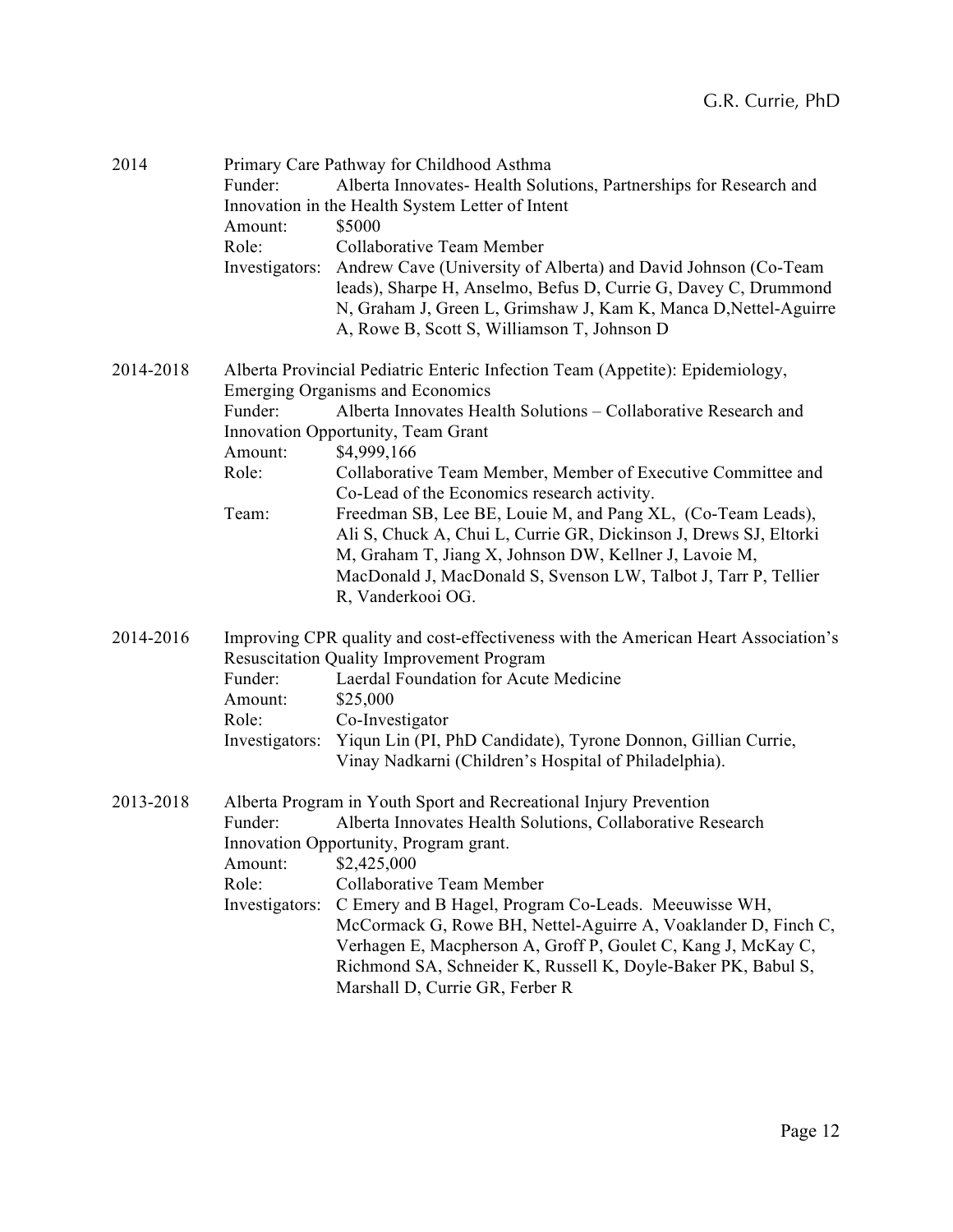2014 Primary Care Pathway for Childhood Asthma

Funder: Alberta Innovates- Health Solutions, Partnerships for Research and Innovation in the Health System Letter of Intent
Amount: $5000
Role: Collaborative Team Member
Investigators: Andrew Cave (University of Alberta) and David Johnson (Co-Team leads), Sharpe H, Anselmo, Befus D, Currie G, Davey C, Drummond N, Graham J, Green L, Grimshaw J, Kam K, Manca D,Nettel-Aguirre A, Rowe B, Scott S, Williamson T, Johnson D

2014-2018 Alberta Provincial Pediatric Enteric Infection Team (Appetite): Epidemiology, Emerging Organisms and Economics

Funder: Alberta Innovates Health Solutions – Collaborative Research and Innovation Opportunity, Team Grant
Amount: $4,999,166
Role: Collaborative Team Member, Member of Executive Committee and Co-Lead of the Economics research activity.
Team: Freedman SB, Lee BE, Louie M, and Pang XL, (Co-Team Leads), Ali S, Chuck A, Chui L, Currie GR, Dickinson J, Drews SJ, Eltorki M, Graham T, Jiang X, Johnson DW, Kellner J, Lavoie M, MacDonald J, MacDonald S, Svenson LW, Talbot J, Tarr P, Tellier R, Vanderkooi OG.

2014-2016 Improving CPR quality and cost-effectiveness with the American Heart Association's Resuscitation Quality Improvement Program

Funder: Laerdal Foundation for Acute Medicine
Amount: $25,000
Role: Co-Investigator
Investigators: Yiqun Lin (PI, PhD Candidate), Tyrone Donnon, Gillian Currie, Vinay Nadkarni (Children's Hospital of Philadelphia).

2013-2018 Alberta Program in Youth Sport and Recreational Injury Prevention

Funder: Alberta Innovates Health Solutions, Collaborative Research Innovation Opportunity, Program grant.
Amount: $2,425,000
Role: Collaborative Team Member
Investigators: C Emery and B Hagel, Program Co-Leads. Meeuwisse WH, McCormack G, Rowe BH, Nettel-Aguirre A, Voaklander D, Finch C, Verhagen E, Macpherson A, Groff P, Goulet C, Kang J, McKay C, Richmond SA, Schneider K, Russell K, Doyle-Baker PK, Babul S, Marshall D, Currie GR, Ferber R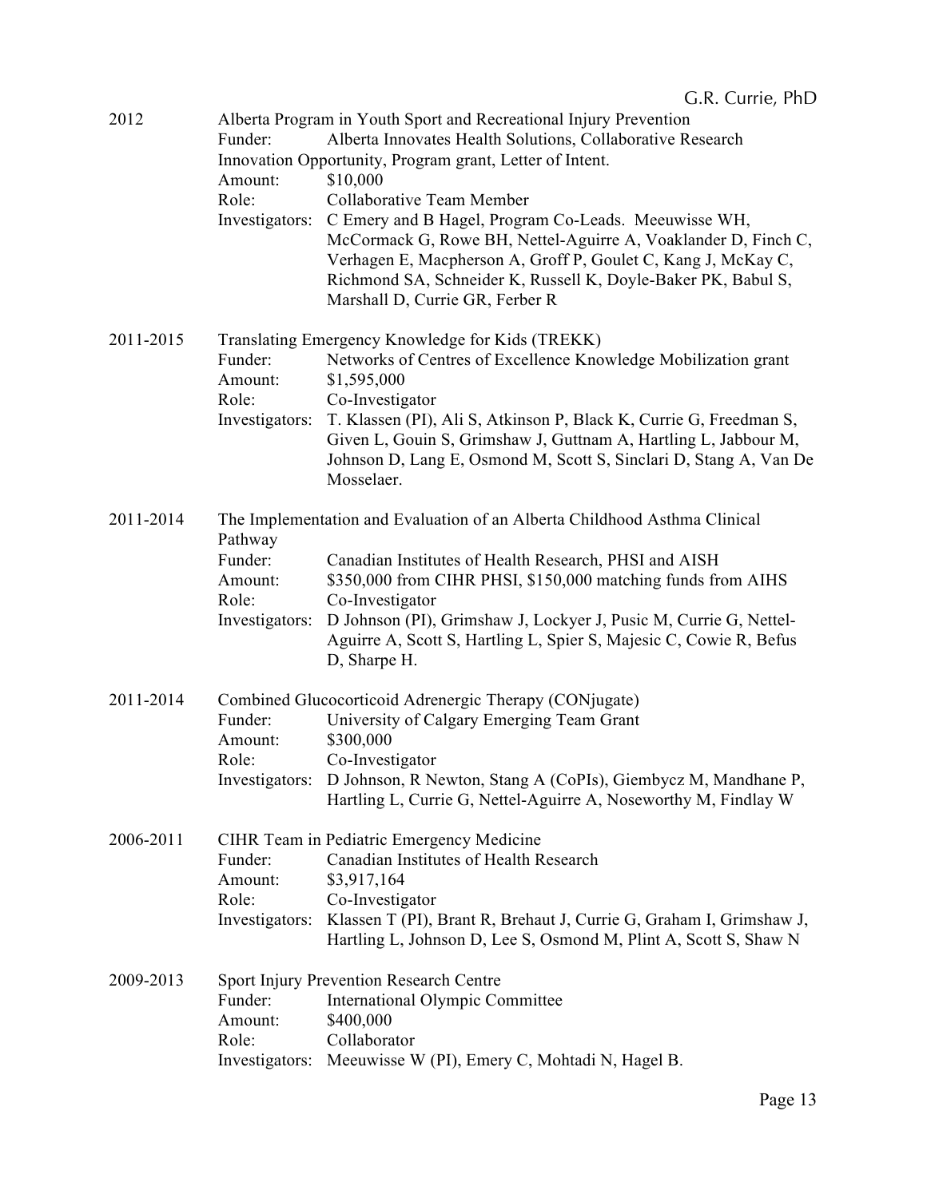2012 Alberta Program in Youth Sport and Recreational Injury Prevention
Funder: Alberta Innovates Health Solutions, Collaborative Research Innovation Opportunity, Program grant, Letter of Intent.
Amount: $10,000
Role: Collaborative Team Member
Investigators: C Emery and B Hagel, Program Co-Leads. Meeuwisse WH, McCormack G, Rowe BH, Nettel-Aguirre A, Voaklander D, Finch C, Verhagen E, Macpherson A, Groff P, Goulet C, Kang J, McKay C, Richmond SA, Schneider K, Russell K, Doyle-Baker PK, Babul S, Marshall D, Currie GR, Ferber R

2011-2015 Translating Emergency Knowledge for Kids (TREKK)
Funder: Networks of Centres of Excellence Knowledge Mobilization grant
Amount: $1,595,000
Role: Co-Investigator
Investigators: T. Klassen (PI), Ali S, Atkinson P, Black K, Currie G, Freedman S, Given L, Gouin S, Grimshaw J, Guttnam A, Hartling L, Jabbour M, Johnson D, Lang E, Osmond M, Scott S, Sinclari D, Stang A, Van De Mosselaer.

2011-2014 The Implementation and Evaluation of an Alberta Childhood Asthma Clinical Pathway
Funder: Canadian Institutes of Health Research, PHSI and AISH
Amount: $350,000 from CIHR PHSI, $150,000 matching funds from AIHS
Role: Co-Investigator
Investigators: D Johnson (PI), Grimshaw J, Lockyer J, Pusic M, Currie G, Nettel-Aguirre A, Scott S, Hartling L, Spier S, Majesic C, Cowie R, Befus D, Sharpe H.

2011-2014 Combined Glucocorticoid Adrenergic Therapy (CONjugate)
Funder: University of Calgary Emerging Team Grant
Amount: $300,000
Role: Co-Investigator
Investigators: D Johnson, R Newton, Stang A (CoPIs), Giembycz M, Mandhane P, Hartling L, Currie G, Nettel-Aguirre A, Noseworthy M, Findlay W

2006-2011 CIHR Team in Pediatric Emergency Medicine
Funder: Canadian Institutes of Health Research
Amount: $3,917,164
Role: Co-Investigator
Investigators: Klassen T (PI), Brant R, Brehaut J, Currie G, Graham I, Grimshaw J, Hartling L, Johnson D, Lee S, Osmond M, Plint A, Scott S, Shaw N

2009-2013 Sport Injury Prevention Research Centre
Funder: International Olympic Committee
Amount: $400,000
Role: Collaborator
Investigators: Meeuwisse W (PI), Emery C, Mohtadi N, Hagel B.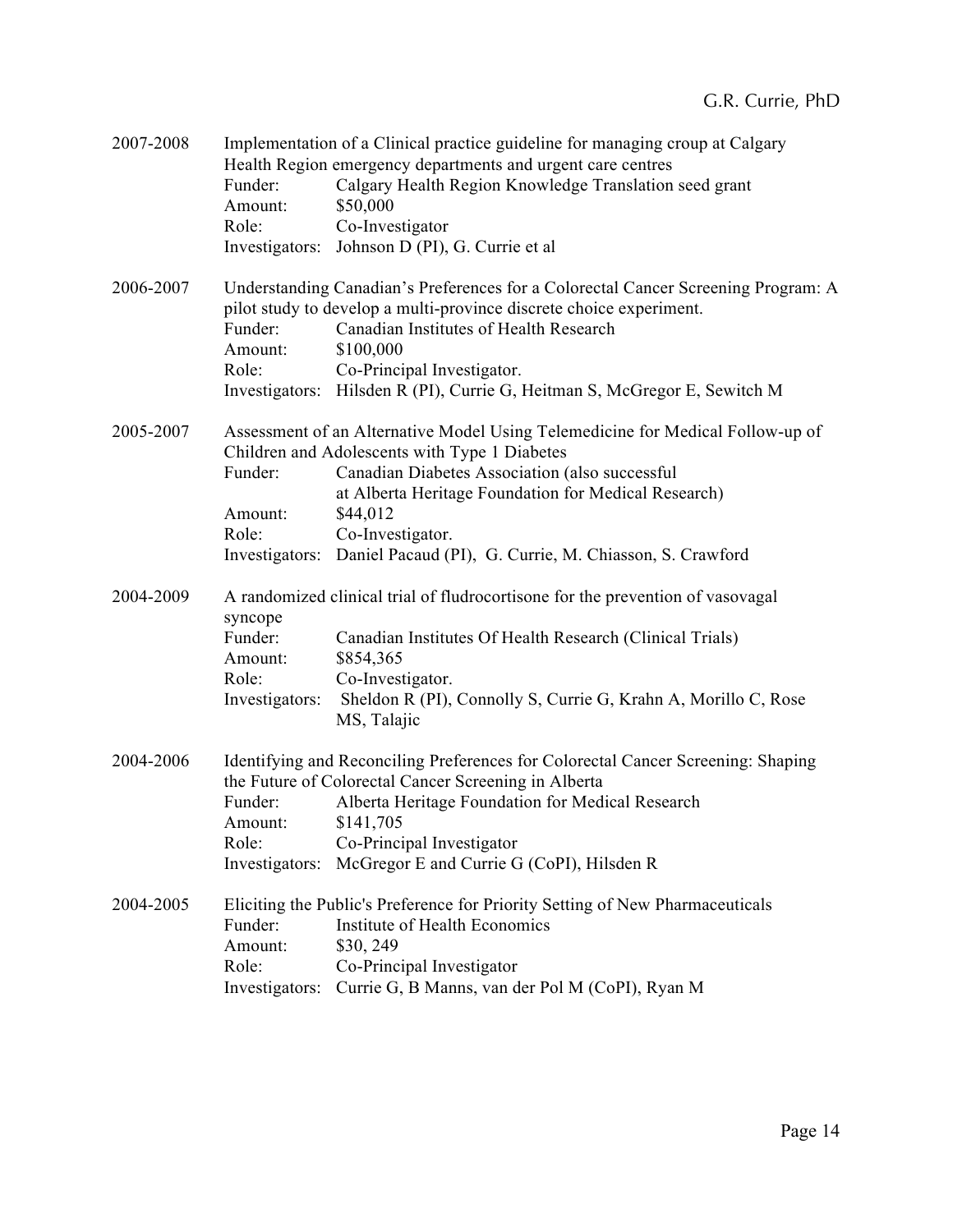2007-2008 Implementation of a Clinical practice guideline for managing croup at Calgary Health Region emergency departments and urgent care centres
Funder: Calgary Health Region Knowledge Translation seed grant
Amount: $50,000
Role: Co-Investigator
Investigators: Johnson D (PI), G. Currie et al

2006-2007 Understanding Canadian's Preferences for a Colorectal Cancer Screening Program: A pilot study to develop a multi-province discrete choice experiment.
Funder: Canadian Institutes of Health Research
Amount: $100,000
Role: Co-Principal Investigator.
Investigators: Hilsden R (PI), Currie G, Heitman S, McGregor E, Sewitch M

2005-2007 Assessment of an Alternative Model Using Telemedicine for Medical Follow-up of Children and Adolescents with Type 1 Diabetes
Funder: Canadian Diabetes Association (also successful at Alberta Heritage Foundation for Medical Research)
Amount: $44,012
Role: Co-Investigator.
Investigators: Daniel Pacaud (PI), G. Currie, M. Chiasson, S. Crawford

2004-2009 A randomized clinical trial of fludrocortisone for the prevention of vasovagal syncope
Funder: Canadian Institutes Of Health Research (Clinical Trials)
Amount: $854,365
Role: Co-Investigator.
Investigators: Sheldon R (PI), Connolly S, Currie G, Krahn A, Morillo C, Rose MS, Talajic

2004-2006 Identifying and Reconciling Preferences for Colorectal Cancer Screening: Shaping the Future of Colorectal Cancer Screening in Alberta
Funder: Alberta Heritage Foundation for Medical Research
Amount: $141,705
Role: Co-Principal Investigator
Investigators: McGregor E and Currie G (CoPI), Hilsden R

2004-2005 Eliciting the Public's Preference for Priority Setting of New Pharmaceuticals
Funder: Institute of Health Economics
Amount: $30, 249
Role: Co-Principal Investigator
Investigators: Currie G, B Manns, van der Pol M (CoPI), Ryan M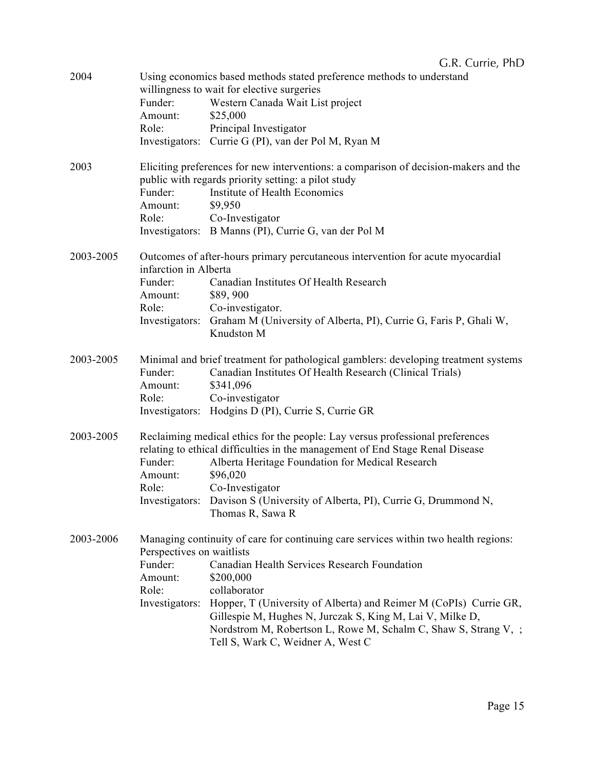2004 | Using economics based methods stated preference methods to understand willingness to wait for elective surgeries

Funder: Western Canada Wait List project
Amount: $25,000
Role: Principal Investigator
Investigators: Currie G (PI), van der Pol M, Ryan M

2003 | Eliciting preferences for new interventions: a comparison of decision-makers and the public with regards priority setting: a pilot study

Funder: Institute of Health Economics
Amount: $9,950
Role: Co-Investigator
Investigators: B Manns (PI), Currie G, van der Pol M

2003-2005 | Outcomes of after-hours primary percutaneous intervention for acute myocardial infarction in Alberta

Funder: Canadian Institutes Of Health Research
Amount: $89, 900
Role: Co-investigator.
Investigators: Graham M (University of Alberta, PI), Currie G, Faris P, Ghali W, Knudston M

2003-2005 | Minimal and brief treatment for pathological gamblers: developing treatment systems

Funder: Canadian Institutes Of Health Research (Clinical Trials)
Amount: $341,096
Role: Co-investigator
Investigators: Hodgins D (PI), Currie S, Currie GR

2003-2005 | Reclaiming medical ethics for the people: Lay versus professional preferences relating to ethical difficulties in the management of End Stage Renal Disease

Funder: Alberta Heritage Foundation for Medical Research
Amount: $96,020
Role: Co-Investigator
Investigators: Davison S (University of Alberta, PI), Currie G, Drummond N, Thomas R, Sawa R

2003-2006 | Managing continuity of care for continuing care services within two health regions: Perspectives on waitlists

Funder: Canadian Health Services Research Foundation
Amount: $200,000
Role: collaborator
Investigators: Hopper, T (University of Alberta) and Reimer M (CoPIs) Currie GR, Gillespie M, Hughes N, Jurczak S, King M, Lai V, Milke D, Nordstrom M, Robertson L, Rowe M, Schalm C, Shaw S, Strang V, ; Tell S, Wark C, Weidner A, West C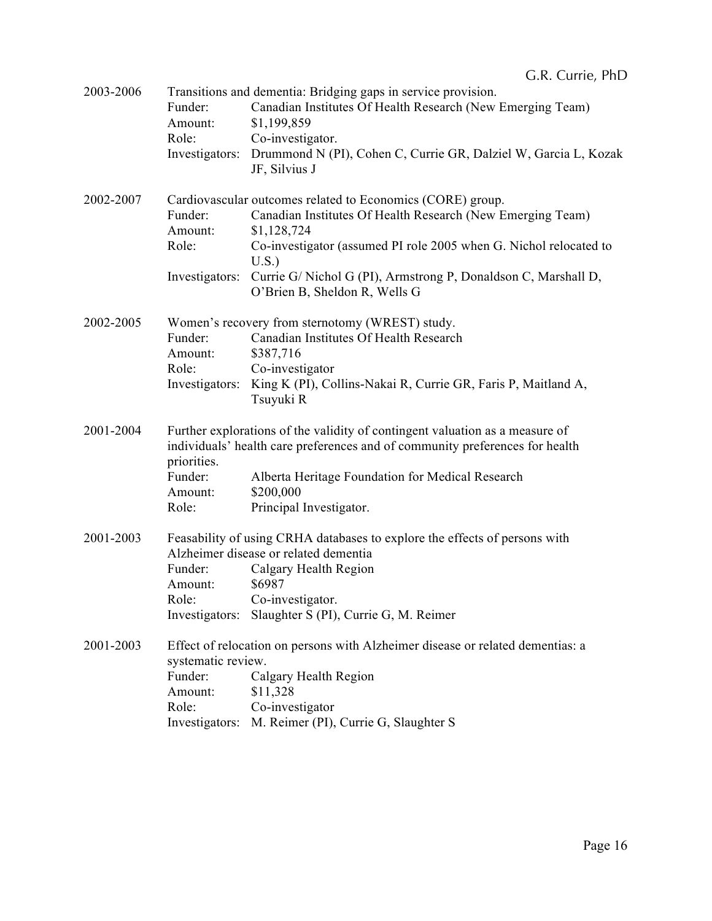2003-2006 Transitions and dementia: Bridging gaps in service provision.
Funder: Canadian Institutes Of Health Research (New Emerging Team)
Amount: $1,199,859
Role: Co-investigator.
Investigators: Drummond N (PI), Cohen C, Currie GR, Dalziel W, Garcia L, Kozak JF, Silvius J

2002-2007 Cardiovascular outcomes related to Economics (CORE) group.
Funder: Canadian Institutes Of Health Research (New Emerging Team)
Amount: $1,128,724
Role: Co-investigator (assumed PI role 2005 when G. Nichol relocated to U.S.)
Investigators: Currie G/ Nichol G (PI), Armstrong P, Donaldson C, Marshall D, O'Brien B, Sheldon R, Wells G

2002-2005 Women's recovery from sternotomy (WREST) study.
Funder: Canadian Institutes Of Health Research
Amount: $387,716
Role: Co-investigator
Investigators: King K (PI), Collins-Nakai R, Currie GR, Faris P, Maitland A, Tsuyuki R

2001-2004 Further explorations of the validity of contingent valuation as a measure of individuals' health care preferences and of community preferences for health priorities.
Funder: Alberta Heritage Foundation for Medical Research
Amount: $200,000
Role: Principal Investigator.

2001-2003 Feasability of using CRHA databases to explore the effects of persons with Alzheimer disease or related dementia
Funder: Calgary Health Region
Amount: $6987
Role: Co-investigator.
Investigators: Slaughter S (PI), Currie G, M. Reimer

2001-2003 Effect of relocation on persons with Alzheimer disease or related dementias: a systematic review.
Funder: Calgary Health Region
Amount: $11,328
Role: Co-investigator
Investigators: M. Reimer (PI), Currie G, Slaughter S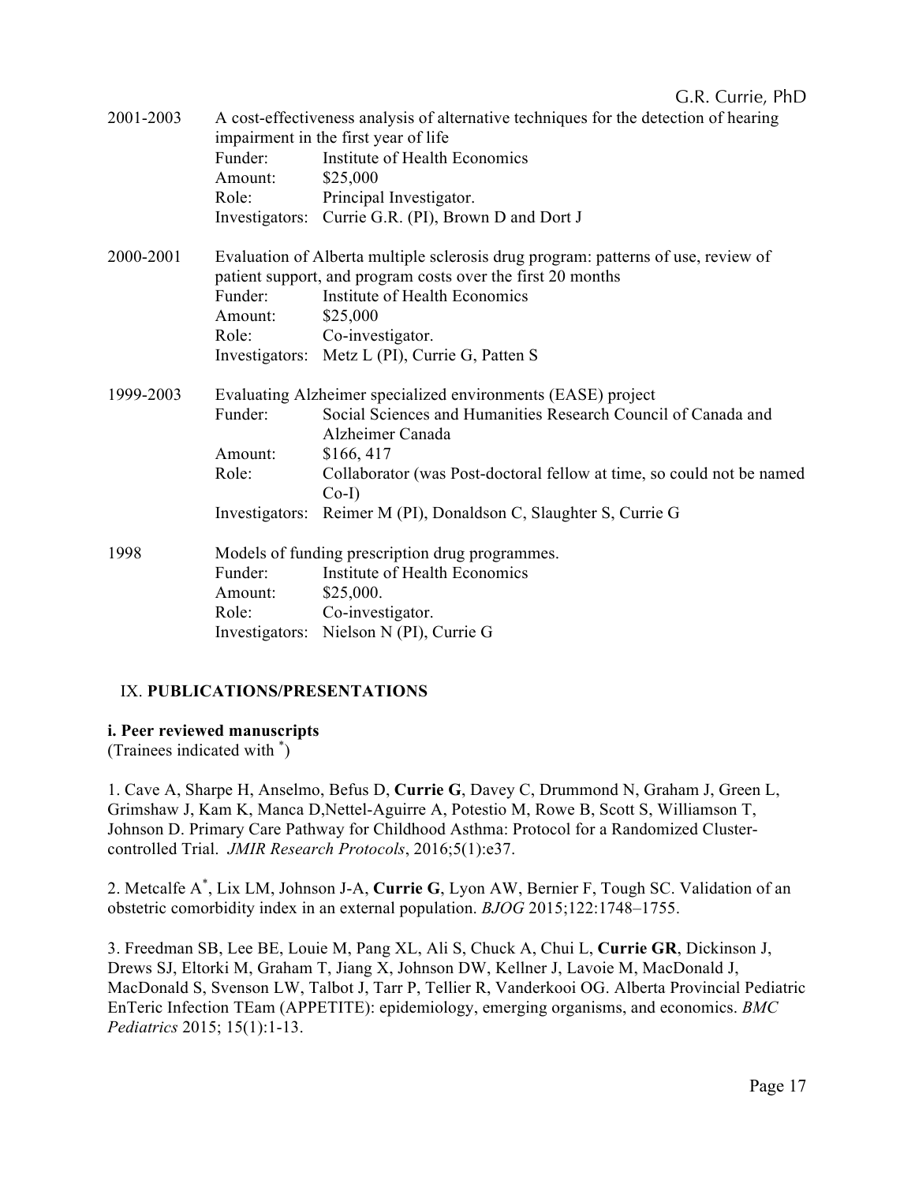2001-2003 A cost-effectiveness analysis of alternative techniques for the detection of hearing impairment in the first year of life

| | |
|---|---|
| Funder: | Institute of Health Economics |
| Amount: | $25,000 |
| Role: | Principal Investigator. |
| Investigators: | Currie G.R. (PI), Brown D and Dort J |

2000-2001 Evaluation of Alberta multiple sclerosis drug program: patterns of use, review of patient support, and program costs over the first 20 months

| | |
|---|---|
| Funder: | Institute of Health Economics |
| Amount: | $25,000 |
| Role: | Co-investigator. |
| Investigators: | Metz L (PI), Currie G, Patten S |

1999-2003 Evaluating Alzheimer specialized environments (EASE) project

| | |
|---|---|
| Funder: | Social Sciences and Humanities Research Council of Canada and Alzheimer Canada |
| Amount: | $166, 417 |
| Role: | Collaborator (was Post-doctoral fellow at time, so could not be named Co-I) |
| Investigators: | Reimer M (PI), Donaldson C, Slaughter S, Currie G |

1998 Models of funding prescription drug programmes.

| | |
|---|---|
| Funder: | Institute of Health Economics |
| Amount: | $25,000. |
| Role: | Co-investigator. |
| Investigators: | Nielson N (PI), Currie G |

## IX. **PUBLICATIONS/PRESENTATIONS**

### i. Peer reviewed manuscripts

(Trainees indicated with *)

1. Cave A, Sharpe H, Anselmo, Befus D, **Currie G**, Davey C, Drummond N, Graham J, Green L, Grimshaw J, Kam K, Manca D,Nettel-Aguirre A, Potestio M, Rowe B, Scott S, Williamson T, Johnson D. Primary Care Pathway for Childhood Asthma: Protocol for a Randomized Cluster-controlled Trial. *JMIR Research Protocols*, 2016;5(1):e37.

2. Metcalfe A*, Lix LM, Johnson J-A, **Currie G**, Lyon AW, Bernier F, Tough SC. Validation of an obstetric comorbidity index in an external population. *BJOG* 2015;122:1748–1755.

3. Freedman SB, Lee BE, Louie M, Pang XL, Ali S, Chuck A, Chui L, **Currie GR**, Dickinson J, Drews SJ, Eltorki M, Graham T, Jiang X, Johnson DW, Kellner J, Lavoie M, MacDonald J, MacDonald S, Svenson LW, Talbot J, Tarr P, Tellier R, Vanderkooi OG. Alberta Provincial Pediatric EnTeric Infection TEam (APPETITE): epidemiology, emerging organisms, and economics. *BMC Pediatrics* 2015; 15(1):1-13.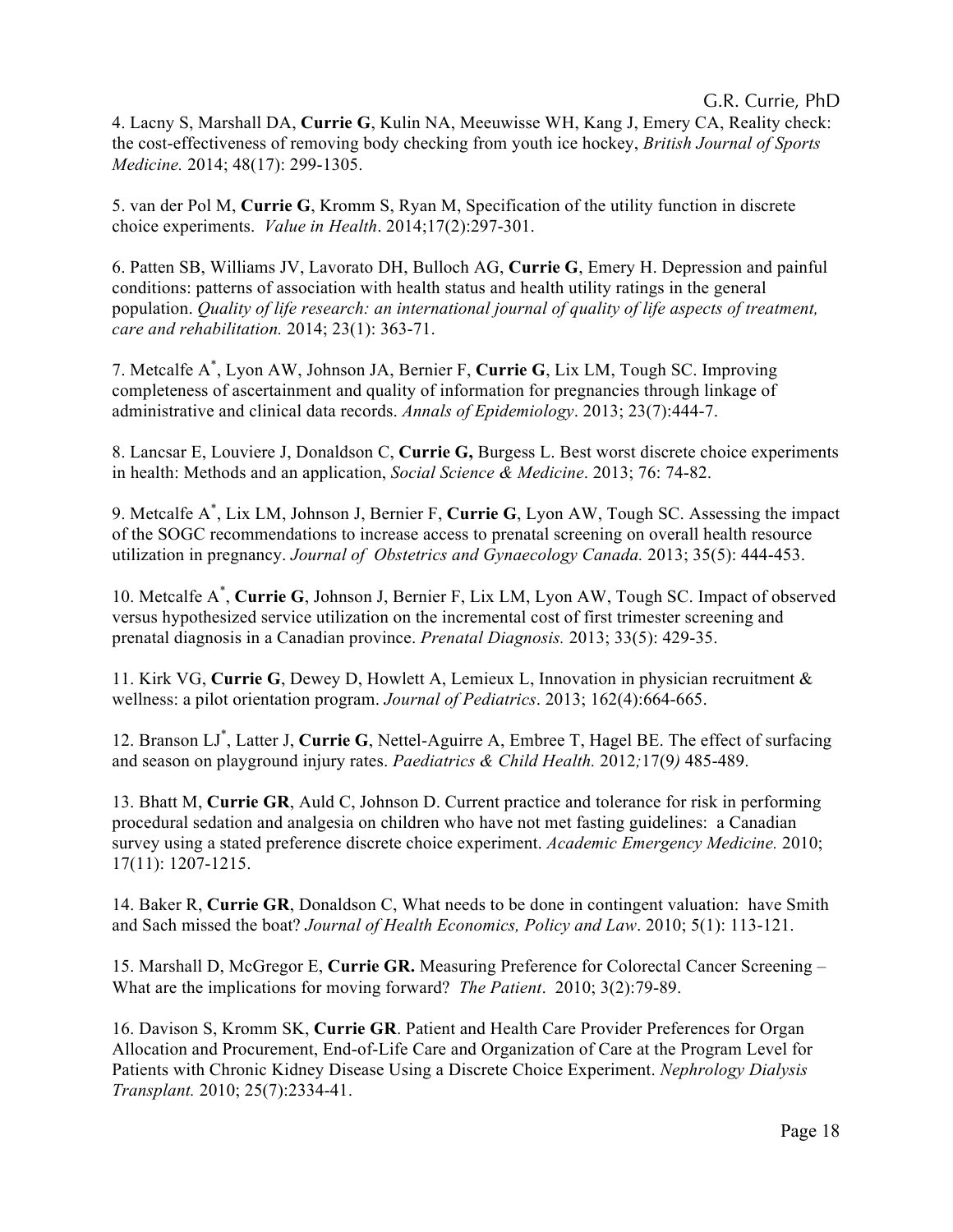4. Lacny S, Marshall DA, **Currie G**, Kulin NA, Meeuwisse WH, Kang J, Emery CA, Reality check: the cost-effectiveness of removing body checking from youth ice hockey, *British Journal of Sports Medicine.* 2014; 48(17): 299-1305.

5. van der Pol M, **Currie G**, Kromm S, Ryan M, Specification of the utility function in discrete choice experiments. *Value in Health*. 2014;17(2):297-301.

6. Patten SB, Williams JV, Lavorato DH, Bulloch AG, **Currie G**, Emery H. Depression and painful conditions: patterns of association with health status and health utility ratings in the general population. *Quality of life research: an international journal of quality of life aspects of treatment, care and rehabilitation.* 2014; 23(1): 363-71.

7. Metcalfe A[*], Lyon AW, Johnson JA, Bernier F, **Currie G**, Lix LM, Tough SC. Improving completeness of ascertainment and quality of information for pregnancies through linkage of administrative and clinical data records. *Annals of Epidemiology*. 2013; 23(7):444-7.

8. Lancsar E, Louviere J, Donaldson C, **Currie G,** Burgess L. Best worst discrete choice experiments in health: Methods and an application, *Social Science & Medicine*. 2013; 76: 74-82.

9. Metcalfe A[*], Lix LM, Johnson J, Bernier F, **Currie G**, Lyon AW, Tough SC. Assessing the impact of the SOGC recommendations to increase access to prenatal screening on overall health resource utilization in pregnancy. *Journal of Obstetrics and Gynaecology Canada.* 2013; 35(5): 444-453.

10. Metcalfe A[*], **Currie G**, Johnson J, Bernier F, Lix LM, Lyon AW, Tough SC. Impact of observed versus hypothesized service utilization on the incremental cost of first trimester screening and prenatal diagnosis in a Canadian province. *Prenatal Diagnosis.* 2013; 33(5): 429-35.

11. Kirk VG, **Currie G**, Dewey D, Howlett A, Lemieux L, Innovation in physician recruitment & wellness: a pilot orientation program. *Journal of Pediatrics*. 2013; 162(4):664-665.

12. Branson LJ[*], Latter J, **Currie G**, Nettel-Aguirre A, Embree T, Hagel BE. The effect of surfacing and season on playground injury rates. *Paediatrics & Child Health.* 2012*;*17(9*)* 485-489.

13. Bhatt M, **Currie GR**, Auld C, Johnson D. Current practice and tolerance for risk in performing procedural sedation and analgesia on children who have not met fasting guidelines: a Canadian survey using a stated preference discrete choice experiment. *Academic Emergency Medicine.* 2010; 17(11): 1207-1215.

14. Baker R, **Currie GR**, Donaldson C, What needs to be done in contingent valuation: have Smith and Sach missed the boat? *Journal of Health Economics, Policy and Law*. 2010; 5(1): 113-121.

15. Marshall D, McGregor E, **Currie GR.** Measuring Preference for Colorectal Cancer Screening – What are the implications for moving forward? *The Patient*. 2010; 3(2):79-89.

16. Davison S, Kromm SK, **Currie GR**. Patient and Health Care Provider Preferences for Organ Allocation and Procurement, End-of-Life Care and Organization of Care at the Program Level for Patients with Chronic Kidney Disease Using a Discrete Choice Experiment. *Nephrology Dialysis Transplant.* 2010; 25(7):2334-41.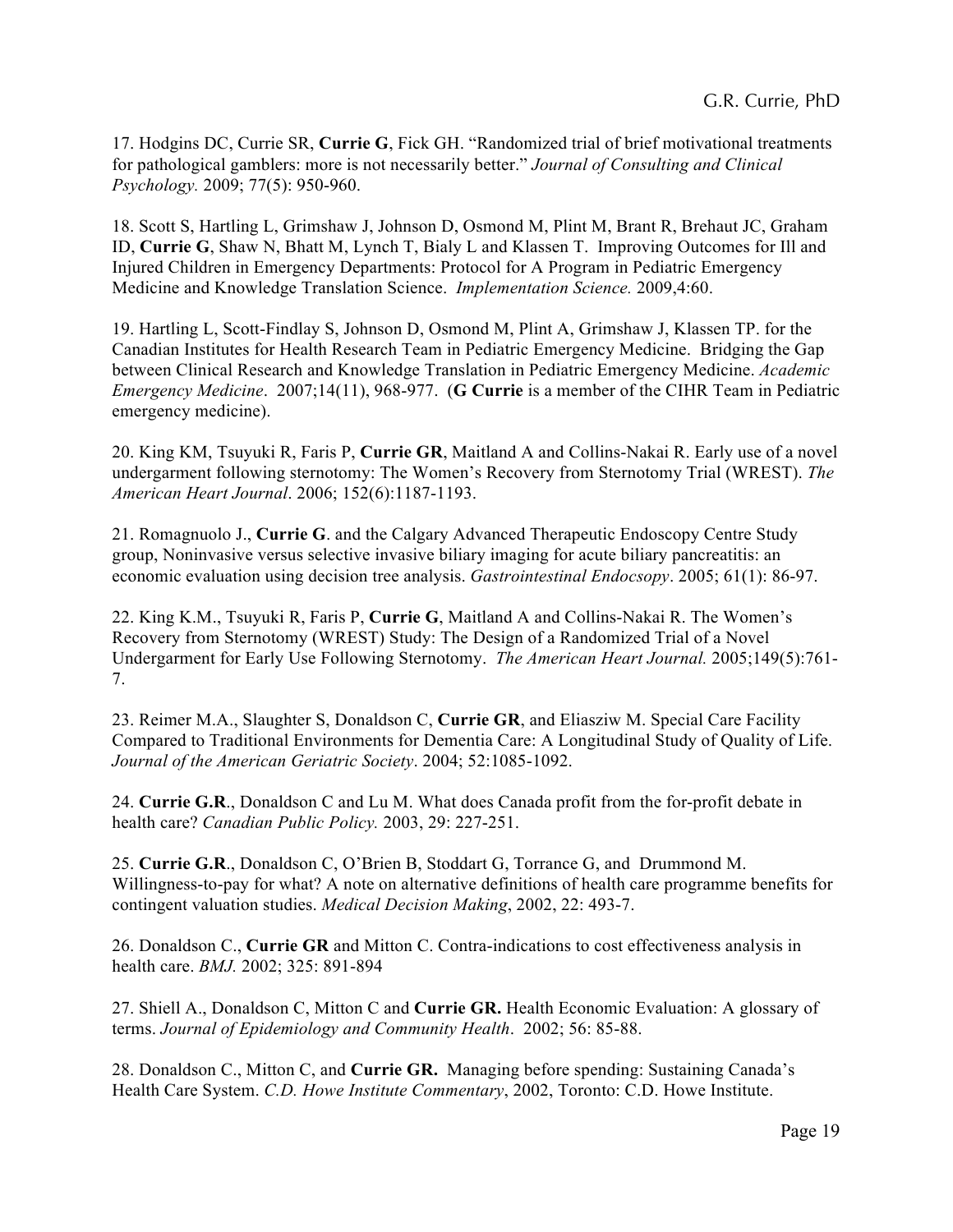17. Hodgins DC, Currie SR, **Currie G**, Fick GH. "Randomized trial of brief motivational treatments for pathological gamblers: more is not necessarily better." *Journal of Consulting and Clinical Psychology.* 2009; 77(5): 950-960.

18. Scott S, Hartling L, Grimshaw J, Johnson D, Osmond M, Plint M, Brant R, Brehaut JC, Graham ID, **Currie G**, Shaw N, Bhatt M, Lynch T, Bialy L and Klassen T. Improving Outcomes for Ill and Injured Children in Emergency Departments: Protocol for A Program in Pediatric Emergency Medicine and Knowledge Translation Science. *Implementation Science.* 2009,4:60.

19. Hartling L, Scott-Findlay S, Johnson D, Osmond M, Plint A, Grimshaw J, Klassen TP. for the Canadian Institutes for Health Research Team in Pediatric Emergency Medicine. Bridging the Gap between Clinical Research and Knowledge Translation in Pediatric Emergency Medicine. *Academic Emergency Medicine*. 2007;14(11), 968-977. (**G Currie** is a member of the CIHR Team in Pediatric emergency medicine).

20. King KM, Tsuyuki R, Faris P, **Currie GR**, Maitland A and Collins-Nakai R. Early use of a novel undergarment following sternotomy: The Women's Recovery from Sternotomy Trial (WREST). *The American Heart Journal*. 2006; 152(6):1187-1193.

21. Romagnuolo J., **Currie G**. and the Calgary Advanced Therapeutic Endoscopy Centre Study group, Noninvasive versus selective invasive biliary imaging for acute biliary pancreatitis: an economic evaluation using decision tree analysis. *Gastrointestinal Endocsopy*. 2005; 61(1): 86-97.

22. King K.M., Tsuyuki R, Faris P, **Currie G**, Maitland A and Collins-Nakai R. The Women's Recovery from Sternotomy (WREST) Study: The Design of a Randomized Trial of a Novel Undergarment for Early Use Following Sternotomy. *The American Heart Journal.* 2005;149(5):761-7.

23. Reimer M.A., Slaughter S, Donaldson C, **Currie GR**, and Eliasziw M. Special Care Facility Compared to Traditional Environments for Dementia Care: A Longitudinal Study of Quality of Life. *Journal of the American Geriatric Society*. 2004; 52:1085-1092.

24. **Currie G.R**., Donaldson C and Lu M. What does Canada profit from the for-profit debate in health care? *Canadian Public Policy.* 2003, 29: 227-251.

25. **Currie G.R**., Donaldson C, O'Brien B, Stoddart G, Torrance G, and Drummond M. Willingness-to-pay for what? A note on alternative definitions of health care programme benefits for contingent valuation studies. *Medical Decision Making*, 2002, 22: 493-7.

26. Donaldson C., **Currie GR** and Mitton C. Contra-indications to cost effectiveness analysis in health care. *BMJ.* 2002; 325: 891-894

27. Shiell A., Donaldson C, Mitton C and **Currie GR.** Health Economic Evaluation: A glossary of terms. *Journal of Epidemiology and Community Health*. 2002; 56: 85-88.

28. Donaldson C., Mitton C, and **Currie GR.** Managing before spending: Sustaining Canada's Health Care System. *C.D. Howe Institute Commentary*, 2002, Toronto: C.D. Howe Institute.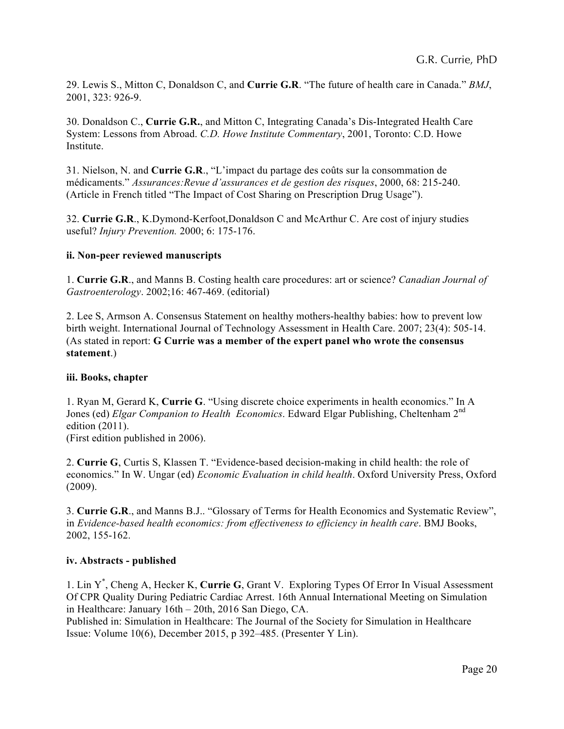29. Lewis S., Mitton C, Donaldson C, and **Currie G.R**. "The future of health care in Canada." *BMJ*, 2001, 323: 926-9.

30. Donaldson C., **Currie G.R.**, and Mitton C, Integrating Canada's Dis-Integrated Health Care System: Lessons from Abroad. *C.D. Howe Institute Commentary*, 2001, Toronto: C.D. Howe Institute.

31. Nielson, N. and **Currie G.R**., "L'impact du partage des coûts sur la consommation de médicaments." *Assurances:Revue d'assurances et de gestion des risques*, 2000, 68: 215-240. (Article in French titled "The Impact of Cost Sharing on Prescription Drug Usage").

32. **Currie G.R**., K.Dymond-Kerfoot,Donaldson C and McArthur C. Are cost of injury studies useful? *Injury Prevention.* 2000; 6: 175-176.

**ii. Non-peer reviewed manuscripts**

1. **Currie G.R**., and Manns B. Costing health care procedures: art or science? *Canadian Journal of Gastroenterology*. 2002;16: 467-469. (editorial)

2. Lee S, Armson A. Consensus Statement on healthy mothers-healthy babies: how to prevent low birth weight. International Journal of Technology Assessment in Health Care. 2007; 23(4): 505-14. (As stated in report: **G Currie was a member of the expert panel who wrote the consensus statement**.)

**iii. Books, chapter**

1. Ryan M, Gerard K, **Currie G**. "Using discrete choice experiments in health economics." In A Jones (ed) *Elgar Companion to Health Economics*. Edward Elgar Publishing, Cheltenham 2nd edition (2011).
(First edition published in 2006).

2. **Currie G**, Curtis S, Klassen T. "Evidence-based decision-making in child health: the role of economics." In W. Ungar (ed) *Economic Evaluation in child health*. Oxford University Press, Oxford (2009).

3. **Currie G.R**., and Manns B.J.. "Glossary of Terms for Health Economics and Systematic Review", in *Evidence-based health economics: from effectiveness to efficiency in health care*. BMJ Books, 2002, 155-162.

**iv. Abstracts - published**

1. Lin Y[*], Cheng A, Hecker K, **Currie G**, Grant V. Exploring Types Of Error In Visual Assessment Of CPR Quality During Pediatric Cardiac Arrest. 16th Annual International Meeting on Simulation in Healthcare: January 16th – 20th, 2016 San Diego, CA.
Published in: Simulation in Healthcare: The Journal of the Society for Simulation in Healthcare Issue: Volume 10(6), December 2015, p 392–485. (Presenter Y Lin).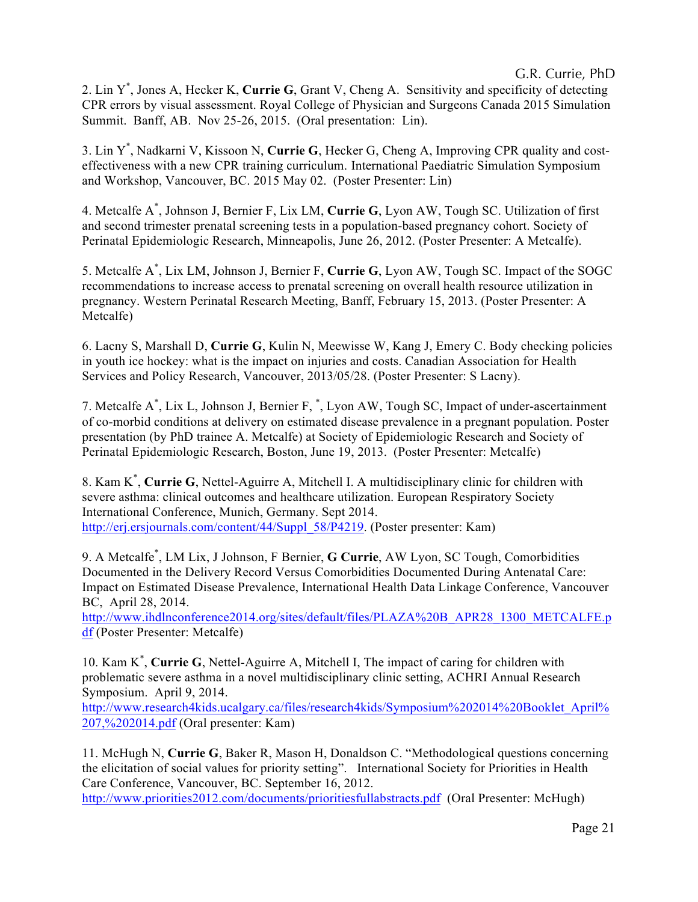2. Lin Y[*], Jones A, Hecker K, **Currie G**, Grant V, Cheng A. Sensitivity and specificity of detecting CPR errors by visual assessment. Royal College of Physician and Surgeons Canada 2015 Simulation Summit. Banff, AB. Nov 25-26, 2015. (Oral presentation: Lin).

3. Lin Y[*], Nadkarni V, Kissoon N, **Currie G**, Hecker G, Cheng A, Improving CPR quality and cost-effectiveness with a new CPR training curriculum. International Paediatric Simulation Symposium and Workshop, Vancouver, BC. 2015 May 02. (Poster Presenter: Lin)

4. Metcalfe A[*], Johnson J, Bernier F, Lix LM, **Currie G**, Lyon AW, Tough SC. Utilization of first and second trimester prenatal screening tests in a population-based pregnancy cohort. Society of Perinatal Epidemiologic Research, Minneapolis, June 26, 2012. (Poster Presenter: A Metcalfe).

5. Metcalfe A[*], Lix LM, Johnson J, Bernier F, **Currie G**, Lyon AW, Tough SC. Impact of the SOGC recommendations to increase access to prenatal screening on overall health resource utilization in pregnancy. Western Perinatal Research Meeting, Banff, February 15, 2013. (Poster Presenter: A Metcalfe)

6. Lacny S, Marshall D, **Currie G**, Kulin N, Meewisse W, Kang J, Emery C. Body checking policies in youth ice hockey: what is the impact on injuries and costs. Canadian Association for Health Services and Policy Research, Vancouver, 2013/05/28. (Poster Presenter: S Lacny).

7. Metcalfe A[*], Lix L, Johnson J, Bernier F, [*], Lyon AW, Tough SC, Impact of under-ascertainment of co-morbid conditions at delivery on estimated disease prevalence in a pregnant population. Poster presentation (by PhD trainee A. Metcalfe) at Society of Epidemiologic Research and Society of Perinatal Epidemiologic Research, Boston, June 19, 2013. (Poster Presenter: Metcalfe)

8. Kam K[*], **Currie G**, Nettel-Aguirre A, Mitchell I. A multidisciplinary clinic for children with severe asthma: clinical outcomes and healthcare utilization. European Respiratory Society International Conference, Munich, Germany. Sept 2014. http://erj.ersjournals.com/content/44/Suppl_58/P4219. (Poster presenter: Kam)

9. A Metcalfe[*], LM Lix, J Johnson, F Bernier, **G Currie**, AW Lyon, SC Tough, Comorbidities Documented in the Delivery Record Versus Comorbidities Documented During Antenatal Care: Impact on Estimated Disease Prevalence, International Health Data Linkage Conference, Vancouver BC, April 28, 2014. http://www.ihdlnconference2014.org/sites/default/files/PLAZA%20B_APR28_1300_METCALFE.pdf (Poster Presenter: Metcalfe)

10. Kam K[*], **Currie G**, Nettel-Aguirre A, Mitchell I, The impact of caring for children with problematic severe asthma in a novel multidisciplinary clinic setting, ACHRI Annual Research Symposium. April 9, 2014. http://www.research4kids.ucalgary.ca/files/research4kids/Symposium%202014%20Booklet_April%207,%202014.pdf (Oral presenter: Kam)

11. McHugh N, **Currie G**, Baker R, Mason H, Donaldson C. "Methodological questions concerning the elicitation of social values for priority setting". International Society for Priorities in Health Care Conference, Vancouver, BC. September 16, 2012. http://www.priorities2012.com/documents/prioritiesfullabstracts.pdf (Oral Presenter: McHugh)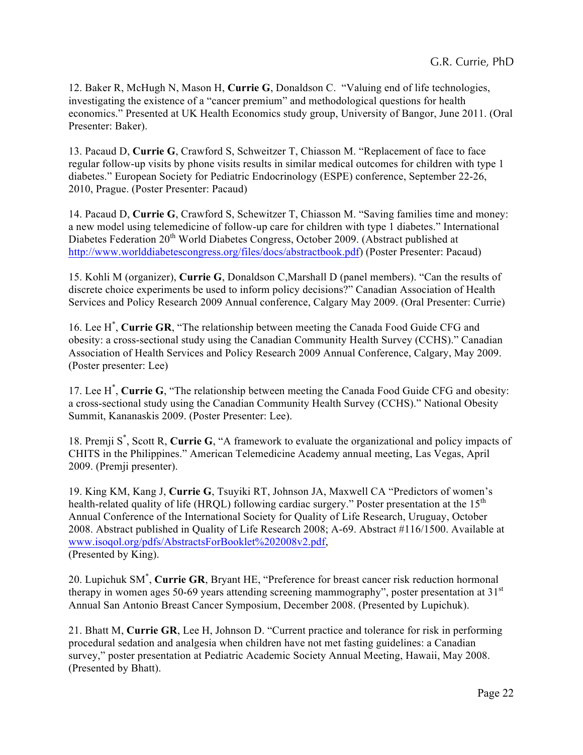12. Baker R, McHugh N, Mason H, **Currie G**, Donaldson C. "Valuing end of life technologies, investigating the existence of a "cancer premium" and methodological questions for health economics." Presented at UK Health Economics study group, University of Bangor, June 2011. (Oral Presenter: Baker).

13. Pacaud D, **Currie G**, Crawford S, Schweitzer T, Chiasson M. "Replacement of face to face regular follow-up visits by phone visits results in similar medical outcomes for children with type 1 diabetes." European Society for Pediatric Endocrinology (ESPE) conference, September 22-26, 2010, Prague. (Poster Presenter: Pacaud)

14. Pacaud D, **Currie G**, Crawford S, Schewitzer T, Chiasson M. "Saving families time and money: a new model using telemedicine of follow-up care for children with type 1 diabetes." International Diabetes Federation 20th World Diabetes Congress, October 2009. (Abstract published at http://www.worlddiabetescongress.org/files/docs/abstractbook.pdf) (Poster Presenter: Pacaud)

15. Kohli M (organizer), **Currie G**, Donaldson C,Marshall D (panel members). "Can the results of discrete choice experiments be used to inform policy decisions?" Canadian Association of Health Services and Policy Research 2009 Annual conference, Calgary May 2009. (Oral Presenter: Currie)

16. Lee H*, **Currie GR**, "The relationship between meeting the Canada Food Guide CFG and obesity: a cross-sectional study using the Canadian Community Health Survey (CCHS)." Canadian Association of Health Services and Policy Research 2009 Annual Conference, Calgary, May 2009. (Poster presenter: Lee)

17. Lee H*, **Currie G**, "The relationship between meeting the Canada Food Guide CFG and obesity: a cross-sectional study using the Canadian Community Health Survey (CCHS)." National Obesity Summit, Kananaskis 2009. (Poster Presenter: Lee).

18. Premji S*, Scott R, **Currie G**, "A framework to evaluate the organizational and policy impacts of CHITS in the Philippines." American Telemedicine Academy annual meeting, Las Vegas, April 2009. (Premji presenter).

19. King KM, Kang J, **Currie G**, Tsuyiki RT, Johnson JA, Maxwell CA "Predictors of women's health-related quality of life (HRQL) following cardiac surgery." Poster presentation at the 15th Annual Conference of the International Society for Quality of Life Research, Uruguay, October 2008. Abstract published in Quality of Life Research 2008; A-69. Abstract #116/1500. Available at www.isoqol.org/pdfs/AbstractsForBooklet%202008v2.pdf, (Presented by King).

20. Lupichuk SM*, **Currie GR**, Bryant HE, "Preference for breast cancer risk reduction hormonal therapy in women ages 50-69 years attending screening mammography", poster presentation at 31st Annual San Antonio Breast Cancer Symposium, December 2008. (Presented by Lupichuk).

21. Bhatt M, **Currie GR**, Lee H, Johnson D. "Current practice and tolerance for risk in performing procedural sedation and analgesia when children have not met fasting guidelines: a Canadian survey," poster presentation at Pediatric Academic Society Annual Meeting, Hawaii, May 2008. (Presented by Bhatt).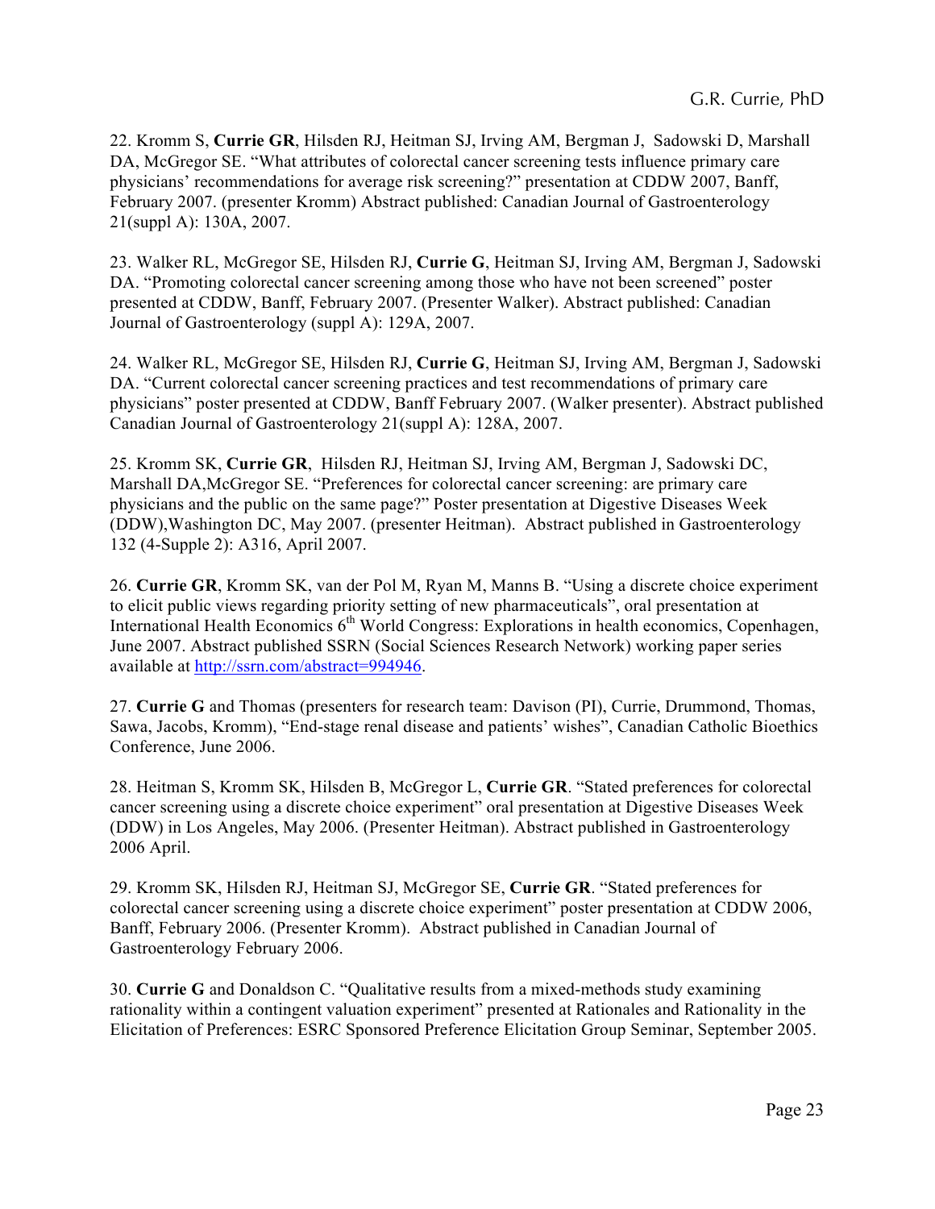22. Kromm S, **Currie GR**, Hilsden RJ, Heitman SJ, Irving AM, Bergman J,  Sadowski D, Marshall DA, McGregor SE. "What attributes of colorectal cancer screening tests influence primary care physicians' recommendations for average risk screening?" presentation at CDDW 2007, Banff, February 2007. (presenter Kromm) Abstract published: Canadian Journal of Gastroenterology 21(suppl A): 130A, 2007.

23. Walker RL, McGregor SE, Hilsden RJ, **Currie G**, Heitman SJ, Irving AM, Bergman J, Sadowski DA. "Promoting colorectal cancer screening among those who have not been screened" poster presented at CDDW, Banff, February 2007. (Presenter Walker). Abstract published: Canadian Journal of Gastroenterology (suppl A): 129A, 2007.

24. Walker RL, McGregor SE, Hilsden RJ, **Currie G**, Heitman SJ, Irving AM, Bergman J, Sadowski DA. "Current colorectal cancer screening practices and test recommendations of primary care physicians" poster presented at CDDW, Banff February 2007. (Walker presenter). Abstract published Canadian Journal of Gastroenterology 21(suppl A): 128A, 2007.

25. Kromm SK, **Currie GR**,  Hilsden RJ, Heitman SJ, Irving AM, Bergman J, Sadowski DC, Marshall DA,McGregor SE. "Preferences for colorectal cancer screening: are primary care physicians and the public on the same page?" Poster presentation at Digestive Diseases Week (DDW),Washington DC, May 2007. (presenter Heitman).  Abstract published in Gastroenterology 132 (4-Supple 2): A316, April 2007.

26. **Currie GR**, Kromm SK, van der Pol M, Ryan M, Manns B. "Using a discrete choice experiment to elicit public views regarding priority setting of new pharmaceuticals", oral presentation at International Health Economics 6th World Congress: Explorations in health economics, Copenhagen, June 2007. Abstract published SSRN (Social Sciences Research Network) working paper series available at http://ssrn.com/abstract=994946.

27. **Currie G** and Thomas (presenters for research team: Davison (PI), Currie, Drummond, Thomas, Sawa, Jacobs, Kromm), "End-stage renal disease and patients' wishes", Canadian Catholic Bioethics Conference, June 2006.

28. Heitman S, Kromm SK, Hilsden B, McGregor L, **Currie GR**. "Stated preferences for colorectal cancer screening using a discrete choice experiment" oral presentation at Digestive Diseases Week (DDW) in Los Angeles, May 2006. (Presenter Heitman). Abstract published in Gastroenterology 2006 April.

29. Kromm SK, Hilsden RJ, Heitman SJ, McGregor SE, **Currie GR**. "Stated preferences for colorectal cancer screening using a discrete choice experiment" poster presentation at CDDW 2006, Banff, February 2006. (Presenter Kromm).  Abstract published in Canadian Journal of Gastroenterology February 2006.

30. **Currie G** and Donaldson C. "Qualitative results from a mixed-methods study examining rationality within a contingent valuation experiment" presented at Rationales and Rationality in the Elicitation of Preferences: ESRC Sponsored Preference Elicitation Group Seminar, September 2005.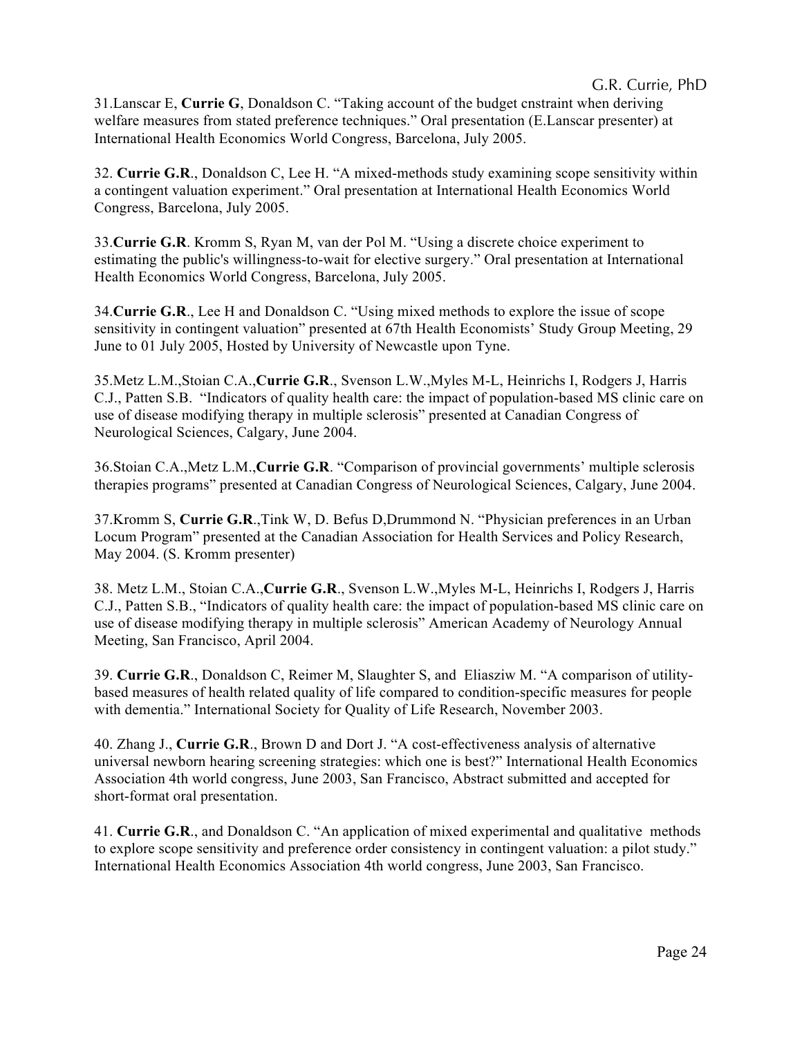31.Lanscar E, **Currie G**, Donaldson C. “Taking account of the budget cnstraint when deriving welfare measures from stated preference techniques.” Oral presentation (E.Lanscar presenter) at International Health Economics World Congress, Barcelona, July 2005.

32. **Currie G.R**., Donaldson C, Lee H. “A mixed-methods study examining scope sensitivity within a contingent valuation experiment.” Oral presentation at International Health Economics World Congress, Barcelona, July 2005.

33.**Currie G.R**. Kromm S, Ryan M, van der Pol M. “Using a discrete choice experiment to estimating the public's willingness-to-wait for elective surgery.” Oral presentation at International Health Economics World Congress, Barcelona, July 2005.

34.**Currie G.R**., Lee H and Donaldson C. “Using mixed methods to explore the issue of scope sensitivity in contingent valuation” presented at 67th Health Economists’ Study Group Meeting, 29 June to 01 July 2005, Hosted by University of Newcastle upon Tyne.

35.Metz L.M.,Stoian C.A.,**Currie G.R**., Svenson L.W.,Myles M-L, Heinrichs I, Rodgers J, Harris C.J., Patten S.B. “Indicators of quality health care: the impact of population-based MS clinic care on use of disease modifying therapy in multiple sclerosis” presented at Canadian Congress of Neurological Sciences, Calgary, June 2004.

36.Stoian C.A.,Metz L.M.,**Currie G.R**. “Comparison of provincial governments’ multiple sclerosis therapies programs” presented at Canadian Congress of Neurological Sciences, Calgary, June 2004.

37.Kromm S, **Currie G.R**.,Tink W, D. Befus D,Drummond N. “Physician preferences in an Urban Locum Program” presented at the Canadian Association for Health Services and Policy Research, May 2004. (S. Kromm presenter)

38. Metz L.M., Stoian C.A.,**Currie G.R**., Svenson L.W.,Myles M-L, Heinrichs I, Rodgers J, Harris C.J., Patten S.B., “Indicators of quality health care: the impact of population-based MS clinic care on use of disease modifying therapy in multiple sclerosis” American Academy of Neurology Annual Meeting, San Francisco, April 2004.

39. **Currie G.R**., Donaldson C, Reimer M, Slaughter S, and Eliasziw M. “A comparison of utility-based measures of health related quality of life compared to condition-specific measures for people with dementia.” International Society for Quality of Life Research, November 2003.

40. Zhang J., **Currie G.R**., Brown D and Dort J. “A cost-effectiveness analysis of alternative universal newborn hearing screening strategies: which one is best?” International Health Economics Association 4th world congress, June 2003, San Francisco, Abstract submitted and accepted for short-format oral presentation.

41. **Currie G.R**., and Donaldson C. “An application of mixed experimental and qualitative methods to explore scope sensitivity and preference order consistency in contingent valuation: a pilot study.” International Health Economics Association 4th world congress, June 2003, San Francisco.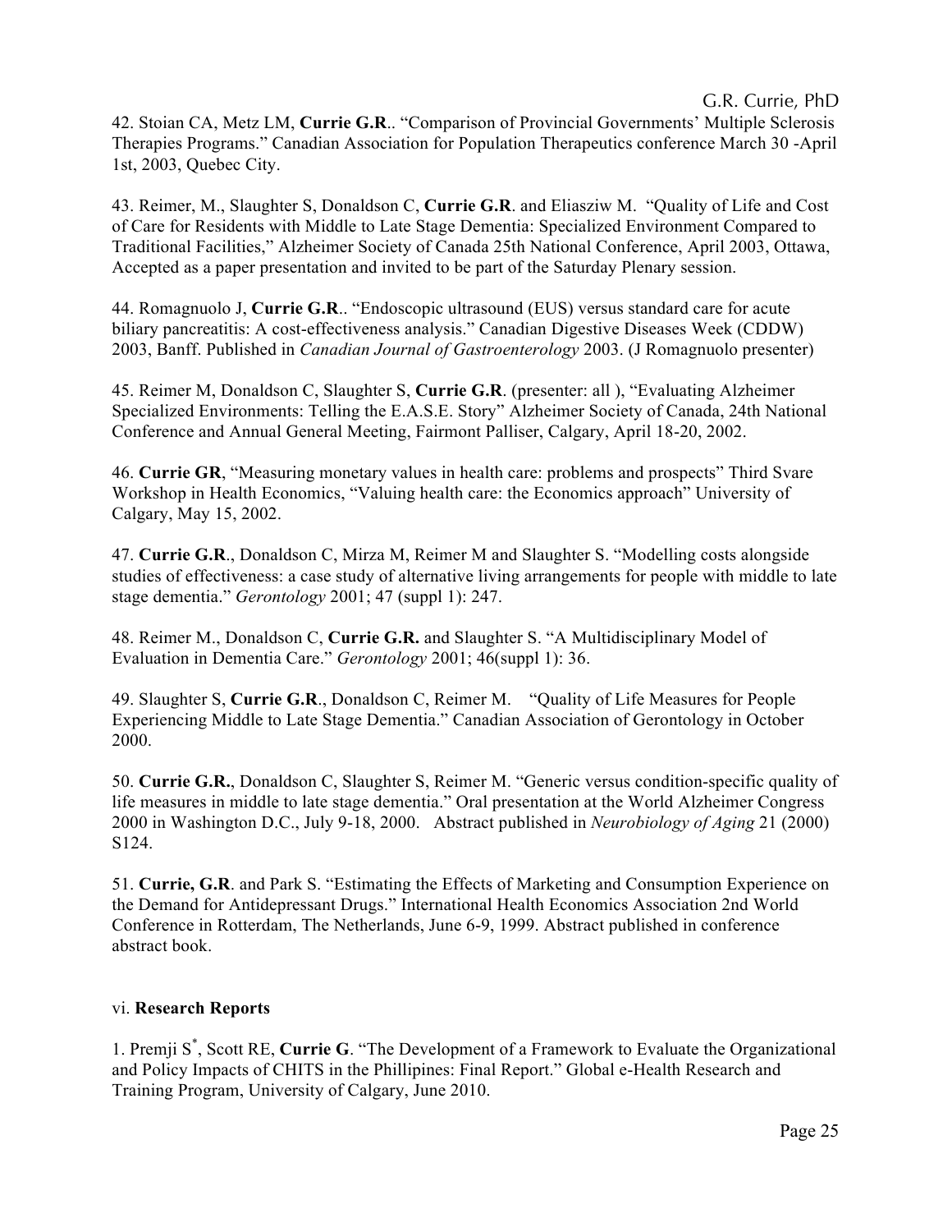42. Stoian CA, Metz LM, **Currie G.R**.. "Comparison of Provincial Governments' Multiple Sclerosis Therapies Programs." Canadian Association for Population Therapeutics conference March 30 -April 1st, 2003, Quebec City.

43. Reimer, M., Slaughter S, Donaldson C, **Currie G.R**. and Eliasziw M. "Quality of Life and Cost of Care for Residents with Middle to Late Stage Dementia: Specialized Environment Compared to Traditional Facilities," Alzheimer Society of Canada 25th National Conference, April 2003, Ottawa, Accepted as a paper presentation and invited to be part of the Saturday Plenary session.

44. Romagnuolo J, **Currie G.R**.. "Endoscopic ultrasound (EUS) versus standard care for acute biliary pancreatitis: A cost-effectiveness analysis." Canadian Digestive Diseases Week (CDDW) 2003, Banff. Published in *Canadian Journal of Gastroenterology* 2003. (J Romagnuolo presenter)

45. Reimer M, Donaldson C, Slaughter S, **Currie G.R**. (presenter: all ), "Evaluating Alzheimer Specialized Environments: Telling the E.A.S.E. Story" Alzheimer Society of Canada, 24th National Conference and Annual General Meeting, Fairmont Palliser, Calgary, April 18-20, 2002.

46. **Currie GR**, "Measuring monetary values in health care: problems and prospects" Third Svare Workshop in Health Economics, "Valuing health care: the Economics approach" University of Calgary, May 15, 2002.

47. **Currie G.R**., Donaldson C, Mirza M, Reimer M and Slaughter S. "Modelling costs alongside studies of effectiveness: a case study of alternative living arrangements for people with middle to late stage dementia." *Gerontology* 2001; 47 (suppl 1): 247.

48. Reimer M., Donaldson C, **Currie G.R.** and Slaughter S. "A Multidisciplinary Model of Evaluation in Dementia Care." *Gerontology* 2001; 46(suppl 1): 36.

49. Slaughter S, **Currie G.R**., Donaldson C, Reimer M. "Quality of Life Measures for People Experiencing Middle to Late Stage Dementia." Canadian Association of Gerontology in October 2000.

50. **Currie G.R.**, Donaldson C, Slaughter S, Reimer M. "Generic versus condition-specific quality of life measures in middle to late stage dementia." Oral presentation at the World Alzheimer Congress 2000 in Washington D.C., July 9-18, 2000. Abstract published in *Neurobiology of Aging* 21 (2000) S124.

51. **Currie, G.R**. and Park S. "Estimating the Effects of Marketing and Consumption Experience on the Demand for Antidepressant Drugs." International Health Economics Association 2nd World Conference in Rotterdam, The Netherlands, June 6-9, 1999. Abstract published in conference abstract book.

vi. **Research Reports**

1. Premji S*, Scott RE, **Currie G**. "The Development of a Framework to Evaluate the Organizational and Policy Impacts of CHITS in the Phillipines: Final Report." Global e-Health Research and Training Program, University of Calgary, June 2010.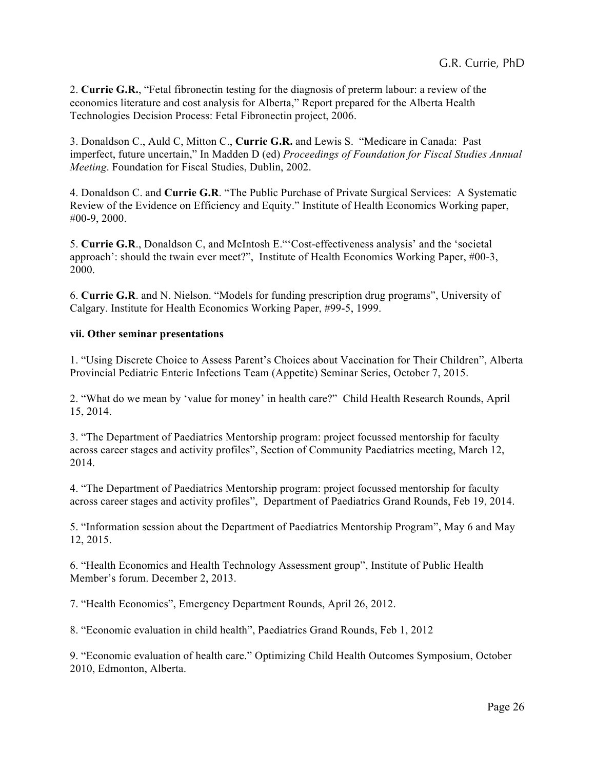2. **Currie G.R.**, "Fetal fibronectin testing for the diagnosis of preterm labour: a review of the economics literature and cost analysis for Alberta," Report prepared for the Alberta Health Technologies Decision Process: Fetal Fibronectin project, 2006.

3. Donaldson C., Auld C, Mitton C., **Currie G.R.** and Lewis S. "Medicare in Canada: Past imperfect, future uncertain," In Madden D (ed) *Proceedings of Foundation for Fiscal Studies Annual Meeting*. Foundation for Fiscal Studies, Dublin, 2002.

4. Donaldson C. and **Currie G.R**. "The Public Purchase of Private Surgical Services: A Systematic Review of the Evidence on Efficiency and Equity." Institute of Health Economics Working paper, #00-9, 2000.

5. **Currie G.R**., Donaldson C, and McIntosh E."'Cost-effectiveness analysis' and the 'societal approach': should the twain ever meet?", Institute of Health Economics Working Paper, #00-3, 2000.

6. **Currie G.R**. and N. Nielson. "Models for funding prescription drug programs", University of Calgary. Institute for Health Economics Working Paper, #99-5, 1999.

**vii. Other seminar presentations**

1. "Using Discrete Choice to Assess Parent's Choices about Vaccination for Their Children", Alberta Provincial Pediatric Enteric Infections Team (Appetite) Seminar Series, October 7, 2015.

2. "What do we mean by 'value for money' in health care?" Child Health Research Rounds, April 15, 2014.

3. "The Department of Paediatrics Mentorship program: project focussed mentorship for faculty across career stages and activity profiles", Section of Community Paediatrics meeting, March 12, 2014.

4. "The Department of Paediatrics Mentorship program: project focussed mentorship for faculty across career stages and activity profiles", Department of Paediatrics Grand Rounds, Feb 19, 2014.

5. "Information session about the Department of Paediatrics Mentorship Program", May 6 and May 12, 2015.

6. "Health Economics and Health Technology Assessment group", Institute of Public Health Member's forum. December 2, 2013.

7. "Health Economics", Emergency Department Rounds, April 26, 2012.

8. "Economic evaluation in child health", Paediatrics Grand Rounds, Feb 1, 2012

9. "Economic evaluation of health care." Optimizing Child Health Outcomes Symposium, October 2010, Edmonton, Alberta.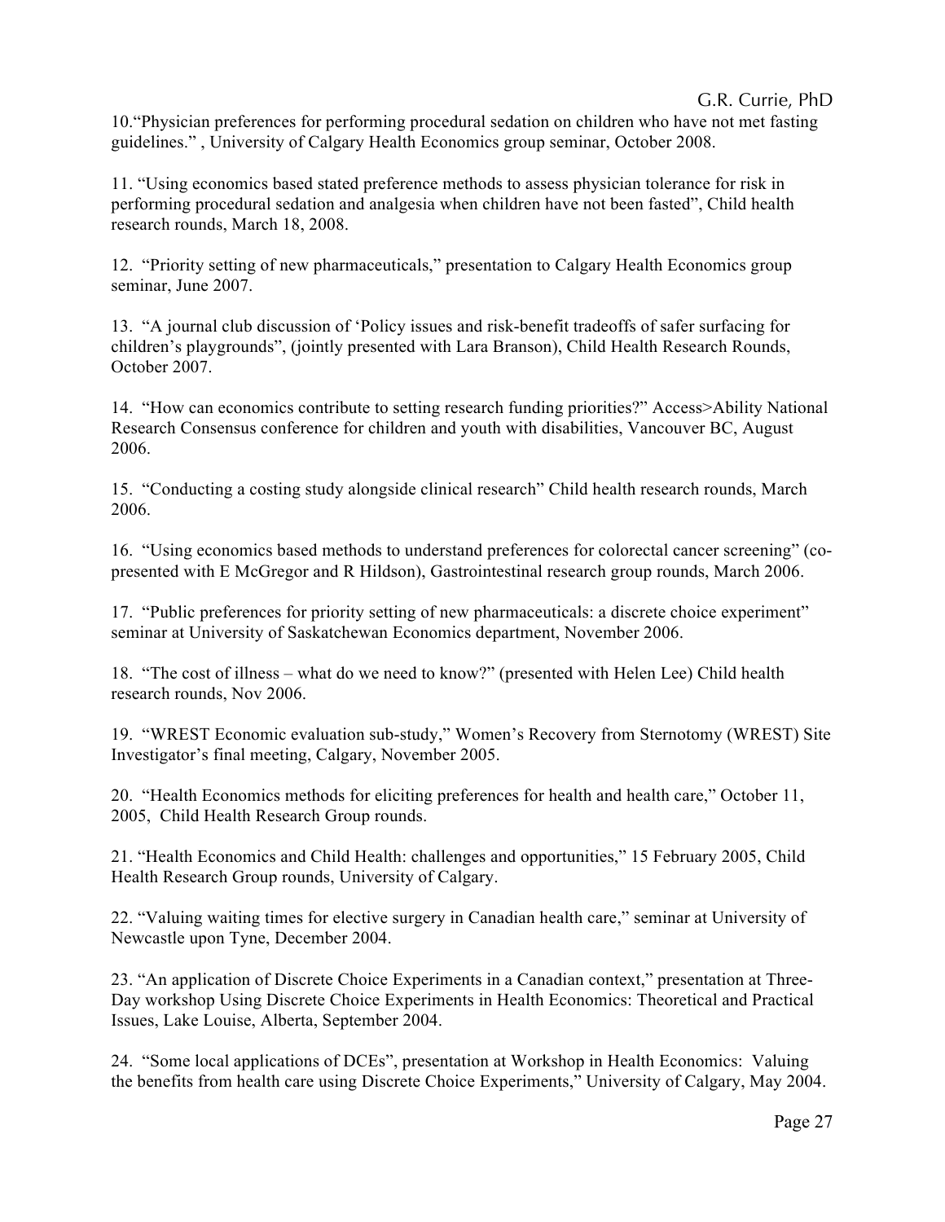10.“Physician preferences for performing procedural sedation on children who have not met fasting guidelines.” , University of Calgary Health Economics group seminar, October 2008.

11. “Using economics based stated preference methods to assess physician tolerance for risk in performing procedural sedation and analgesia when children have not been fasted”, Child health research rounds, March 18, 2008.

12. “Priority setting of new pharmaceuticals,” presentation to Calgary Health Economics group seminar, June 2007.

13. “A journal club discussion of ‘Policy issues and risk-benefit tradeoffs of safer surfacing for children’s playgrounds”, (jointly presented with Lara Branson), Child Health Research Rounds, October 2007.

14. “How can economics contribute to setting research funding priorities?” Access>Ability National Research Consensus conference for children and youth with disabilities, Vancouver BC, August 2006.

15. “Conducting a costing study alongside clinical research” Child health research rounds, March 2006.

16. “Using economics based methods to understand preferences for colorectal cancer screening” (co-presented with E McGregor and R Hildson), Gastrointestinal research group rounds, March 2006.

17. “Public preferences for priority setting of new pharmaceuticals: a discrete choice experiment” seminar at University of Saskatchewan Economics department, November 2006.

18. “The cost of illness – what do we need to know?” (presented with Helen Lee) Child health research rounds, Nov 2006.

19. “WREST Economic evaluation sub-study,” Women’s Recovery from Sternotomy (WREST) Site Investigator’s final meeting, Calgary, November 2005.

20. “Health Economics methods for eliciting preferences for health and health care,” October 11, 2005, Child Health Research Group rounds.

21. “Health Economics and Child Health: challenges and opportunities,” 15 February 2005, Child Health Research Group rounds, University of Calgary.

22. “Valuing waiting times for elective surgery in Canadian health care,” seminar at University of Newcastle upon Tyne, December 2004.

23. “An application of Discrete Choice Experiments in a Canadian context,” presentation at Three-Day workshop Using Discrete Choice Experiments in Health Economics: Theoretical and Practical Issues, Lake Louise, Alberta, September 2004.

24. “Some local applications of DCEs”, presentation at Workshop in Health Economics: Valuing the benefits from health care using Discrete Choice Experiments,” University of Calgary, May 2004.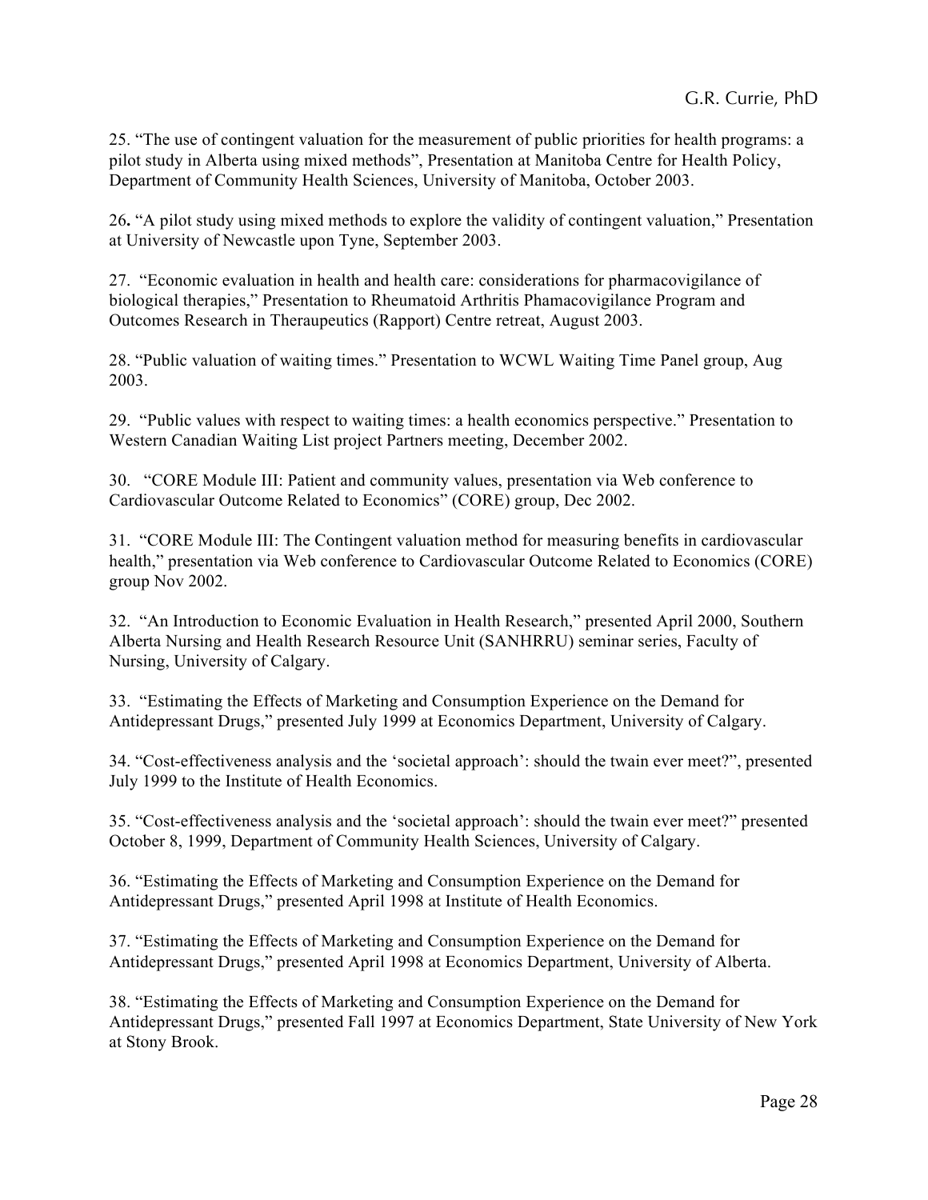25. "The use of contingent valuation for the measurement of public priorities for health programs: a pilot study in Alberta using mixed methods", Presentation at Manitoba Centre for Health Policy, Department of Community Health Sciences, University of Manitoba, October 2003.

26. "A pilot study using mixed methods to explore the validity of contingent valuation," Presentation at University of Newcastle upon Tyne, September 2003.

27. "Economic evaluation in health and health care: considerations for pharmacovigilance of biological therapies," Presentation to Rheumatoid Arthritis Phamacovigilance Program and Outcomes Research in Theraupeutics (Rapport) Centre retreat, August 2003.

28. "Public valuation of waiting times." Presentation to WCWL Waiting Time Panel group, Aug 2003.

29. "Public values with respect to waiting times: a health economics perspective." Presentation to Western Canadian Waiting List project Partners meeting, December 2002.

30. "CORE Module III: Patient and community values, presentation via Web conference to Cardiovascular Outcome Related to Economics" (CORE) group, Dec 2002.

31. "CORE Module III: The Contingent valuation method for measuring benefits in cardiovascular health," presentation via Web conference to Cardiovascular Outcome Related to Economics (CORE) group Nov 2002.

32. "An Introduction to Economic Evaluation in Health Research," presented April 2000, Southern Alberta Nursing and Health Research Resource Unit (SANHRRU) seminar series, Faculty of Nursing, University of Calgary.

33. "Estimating the Effects of Marketing and Consumption Experience on the Demand for Antidepressant Drugs," presented July 1999 at Economics Department, University of Calgary.

34. "Cost-effectiveness analysis and the 'societal approach': should the twain ever meet?", presented July 1999 to the Institute of Health Economics.

35. "Cost-effectiveness analysis and the 'societal approach': should the twain ever meet?" presented October 8, 1999, Department of Community Health Sciences, University of Calgary.

36. "Estimating the Effects of Marketing and Consumption Experience on the Demand for Antidepressant Drugs," presented April 1998 at Institute of Health Economics.

37. "Estimating the Effects of Marketing and Consumption Experience on the Demand for Antidepressant Drugs," presented April 1998 at Economics Department, University of Alberta.

38. "Estimating the Effects of Marketing and Consumption Experience on the Demand for Antidepressant Drugs," presented Fall 1997 at Economics Department, State University of New York at Stony Brook.